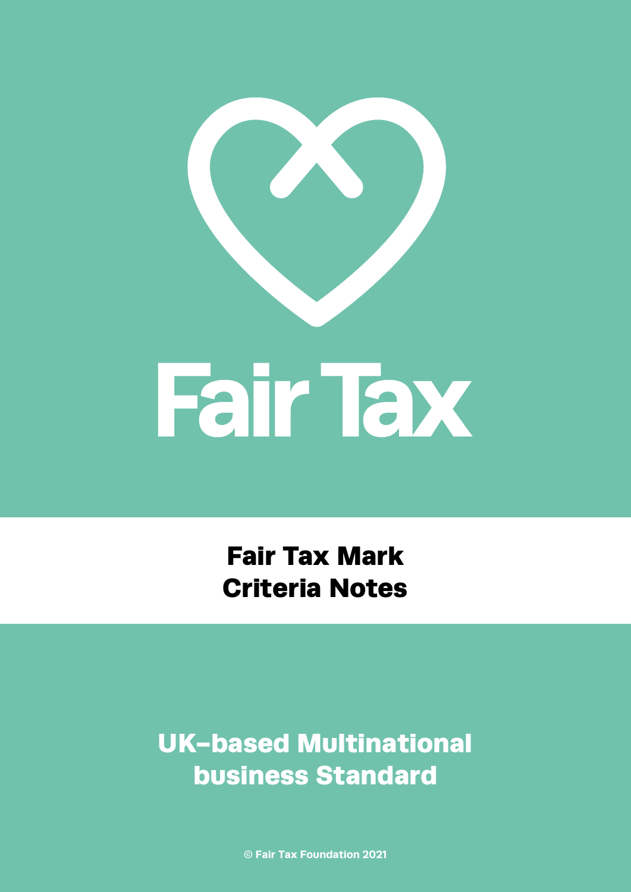# Fair Tax

## Fair Tax Mark Criteria Notes

## UK-based Multinational business Standard

© Fair Tax Foundation 2021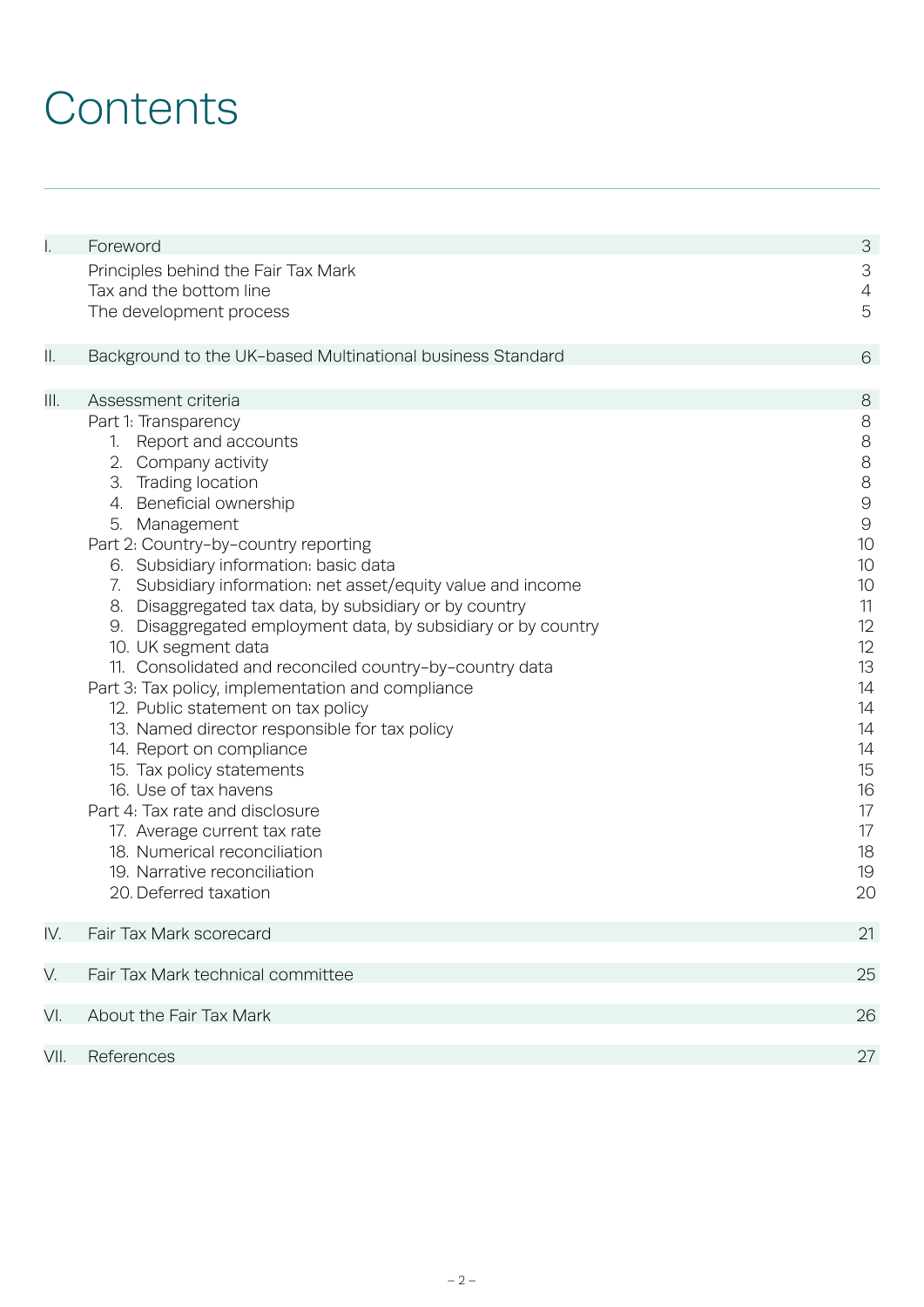# Contents

| | | |
|---|---|---|
| I. | Foreword | 3 |
| | Principles behind the Fair Tax Mark | 3 |
| | Tax and the bottom line | 4 |
| | The development process | 5 |
| II. | Background to the UK-based Multinational business Standard | 6 |
| III. | Assessment criteria | 8 |
| | Part 1: Transparency | 8 |
| | 1. Report and accounts | 8 |
| | 2. Company activity | 8 |
| | 3. Trading location | 8 |
| | 4. Beneficial ownership | 9 |
| | 5. Management | 9 |
| | Part 2: Country-by-country reporting | 10 |
| | 6. Subsidiary information: basic data | 10 |
| | 7. Subsidiary information: net asset/equity value and income | 10 |
| | 8. Disaggregated tax data, by subsidiary or by country | 11 |
| | 9. Disaggregated employment data, by subsidiary or by country | 12 |
| | 10. UK segment data | 12 |
| | 11. Consolidated and reconciled country-by-country data | 13 |
| | Part 3: Tax policy, implementation and compliance | 14 |
| | 12. Public statement on tax policy | 14 |
| | 13. Named director responsible for tax policy | 14 |
| | 14. Report on compliance | 14 |
| | 15. Tax policy statements | 15 |
| | 16. Use of tax havens | 16 |
| | Part 4: Tax rate and disclosure | 17 |
| | 17. Average current tax rate | 17 |
| | 18. Numerical reconciliation | 18 |
| | 19. Narrative reconciliation | 19 |
| | 20. Deferred taxation | 20 |
| IV. | Fair Tax Mark scorecard | 21 |
| V. | Fair Tax Mark technical committee | 25 |
| VI. | About the Fair Tax Mark | 26 |
| VII. | References | 27 |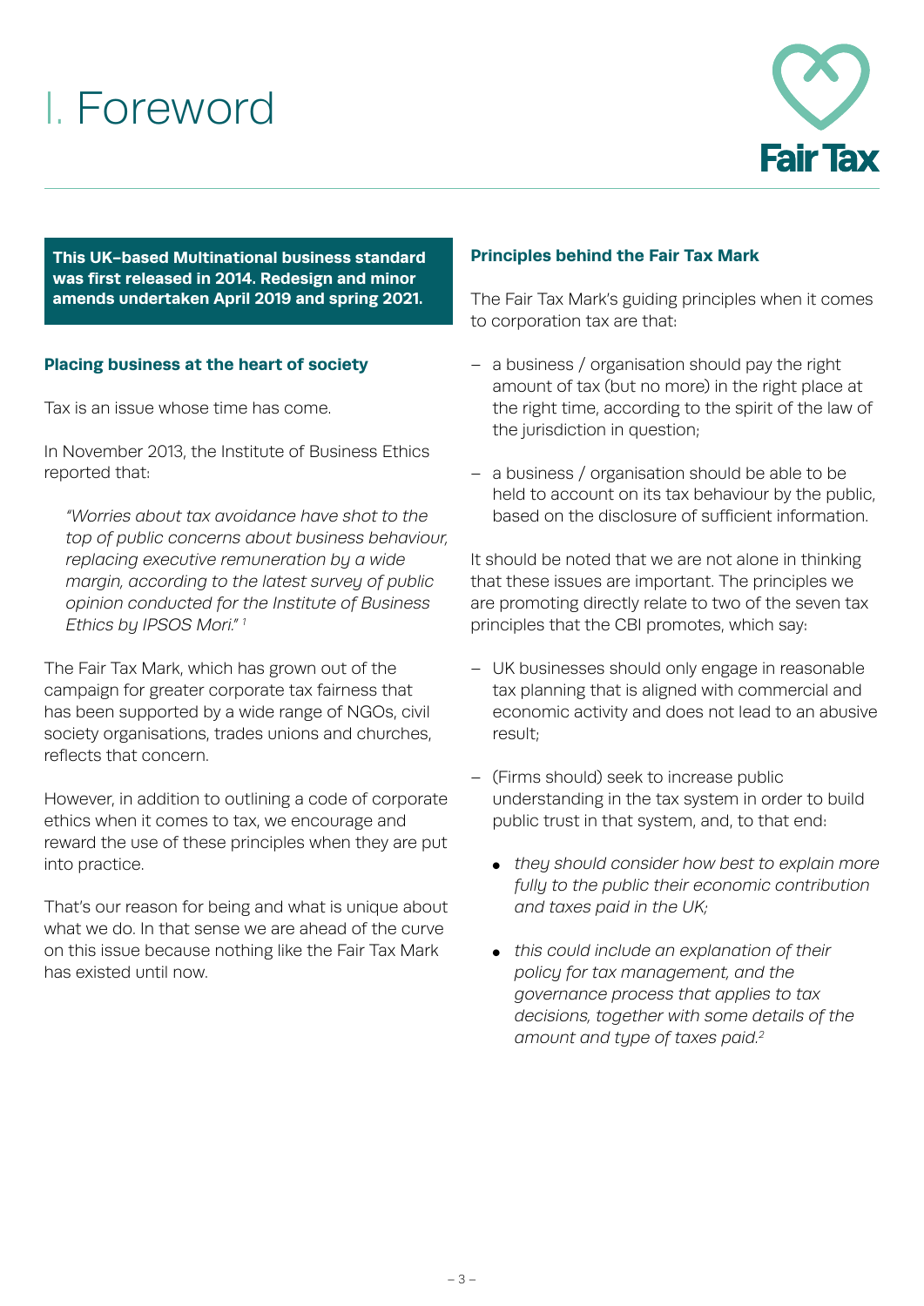# I. Foreword

**This UK-based Multinational business standard was first released in 2014. Redesign and minor amends undertaken April 2019 and spring 2021.**

### Placing business at the heart of society

Tax is an issue whose time has come.

In November 2013, the Institute of Business Ethics reported that:

> *"Worries about tax avoidance have shot to the top of public concerns about business behaviour, replacing executive remuneration by a wide margin, according to the latest survey of public opinion conducted for the Institute of Business Ethics by IPSOS Mori."* [1]

The Fair Tax Mark, which has grown out of the campaign for greater corporate tax fairness that has been supported by a wide range of NGOs, civil society organisations, trades unions and churches, reflects that concern.

However, in addition to outlining a code of corporate ethics when it comes to tax, we encourage and reward the use of these principles when they are put into practice.

That's our reason for being and what is unique about what we do. In that sense we are ahead of the curve on this issue because nothing like the Fair Tax Mark has existed until now.

### Principles behind the Fair Tax Mark

The Fair Tax Mark's guiding principles when it comes to corporation tax are that:

- a business / organisation should pay the right amount of tax (but no more) in the right place at the right time, according to the spirit of the law of the jurisdiction in question;
- a business / organisation should be able to be held to account on its tax behaviour by the public, based on the disclosure of sufficient information.

It should be noted that we are not alone in thinking that these issues are important. The principles we are promoting directly relate to two of the seven tax principles that the CBI promotes, which say:

- UK businesses should only engage in reasonable tax planning that is aligned with commercial and economic activity and does not lead to an abusive result;
- (Firms should) seek to increase public understanding in the tax system in order to build public trust in that system, and, to that end:
  - *they should consider how best to explain more fully to the public their economic contribution and taxes paid in the UK;*
  - *this could include an explanation of their policy for tax management, and the governance process that applies to tax decisions, together with some details of the amount and type of taxes paid.*[2]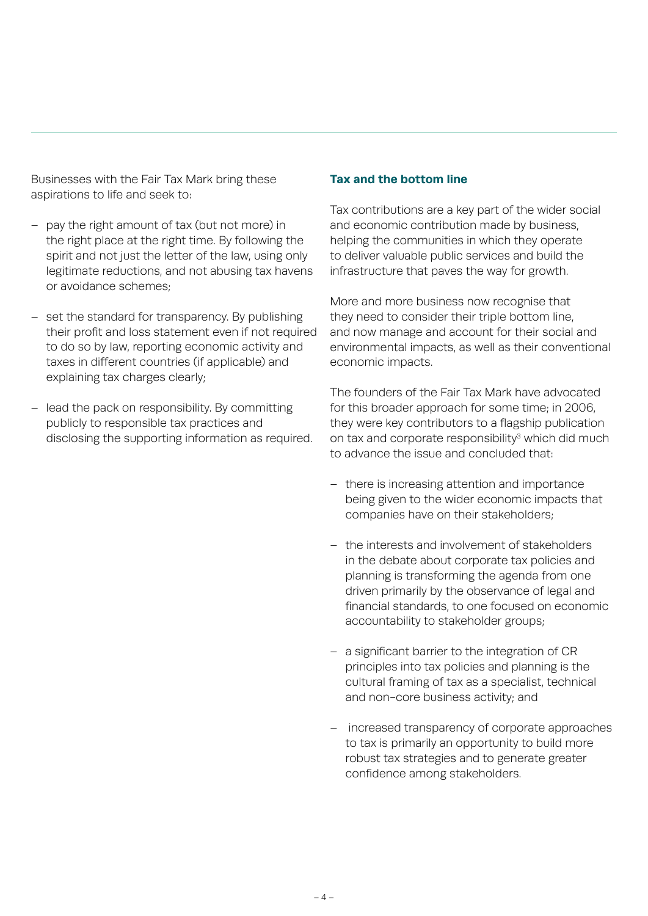Businesses with the Fair Tax Mark bring these aspirations to life and seek to:

- pay the right amount of tax (but not more) in the right place at the right time. By following the spirit and not just the letter of the law, using only legitimate reductions, and not abusing tax havens or avoidance schemes;
- set the standard for transparency. By publishing their profit and loss statement even if not required to do so by law, reporting economic activity and taxes in different countries (if applicable) and explaining tax charges clearly;
- lead the pack on responsibility. By committing publicly to responsible tax practices and disclosing the supporting information as required.

### Tax and the bottom line

Tax contributions are a key part of the wider social and economic contribution made by business, helping the communities in which they operate to deliver valuable public services and build the infrastructure that paves the way for growth.

More and more business now recognise that they need to consider their triple bottom line, and now manage and account for their social and environmental impacts, as well as their conventional economic impacts.

The founders of the Fair Tax Mark have advocated for this broader approach for some time; in 2006, they were key contributors to a flagship publication on tax and corporate responsibility[3] which did much to advance the issue and concluded that:

- there is increasing attention and importance being given to the wider economic impacts that companies have on their stakeholders;
- the interests and involvement of stakeholders in the debate about corporate tax policies and planning is transforming the agenda from one driven primarily by the observance of legal and financial standards, to one focused on economic accountability to stakeholder groups;
- a significant barrier to the integration of CR principles into tax policies and planning is the cultural framing of tax as a specialist, technical and non-core business activity; and
- increased transparency of corporate approaches to tax is primarily an opportunity to build more robust tax strategies and to generate greater confidence among stakeholders.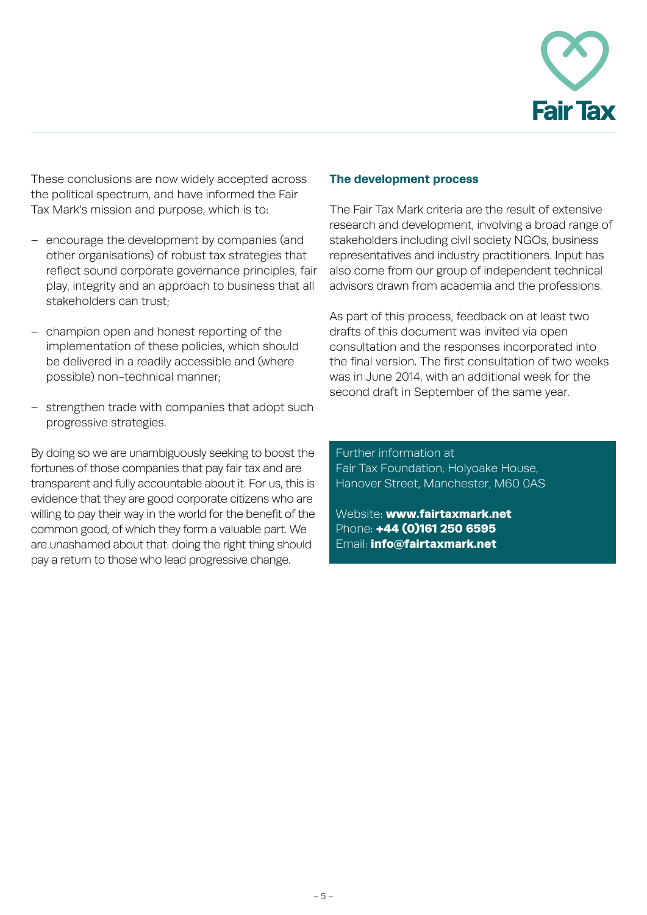These conclusions are now widely accepted across the political spectrum, and have informed the Fair Tax Mark's mission and purpose, which is to:

- encourage the development by companies (and other organisations) of robust tax strategies that reflect sound corporate governance principles, fair play, integrity and an approach to business that all stakeholders can trust;
- champion open and honest reporting of the implementation of these policies, which should be delivered in a readily accessible and (where possible) non-technical manner;
- strengthen trade with companies that adopt such progressive strategies.

By doing so we are unambiguously seeking to boost the fortunes of those companies that pay fair tax and are transparent and fully accountable about it. For us, this is evidence that they are good corporate citizens who are willing to pay their way in the world for the benefit of the common good, of which they form a valuable part. We are unashamed about that: doing the right thing should pay a return to those who lead progressive change.

### The development process

The Fair Tax Mark criteria are the result of extensive research and development, involving a broad range of stakeholders including civil society NGOs, business representatives and industry practitioners. Input has also come from our group of independent technical advisors drawn from academia and the professions.

As part of this process, feedback on at least two drafts of this document was invited via open consultation and the responses incorporated into the final version. The first consultation of two weeks was in June 2014, with an additional week for the second draft in September of the same year.

Further information at
Fair Tax Foundation, Holyoake House,
Hanover Street, Manchester, M60 0AS

Website: **www.fairtaxmark.net**
Phone: **+44 (0)161 250 6595**
Email: **info@fairtaxmark.net**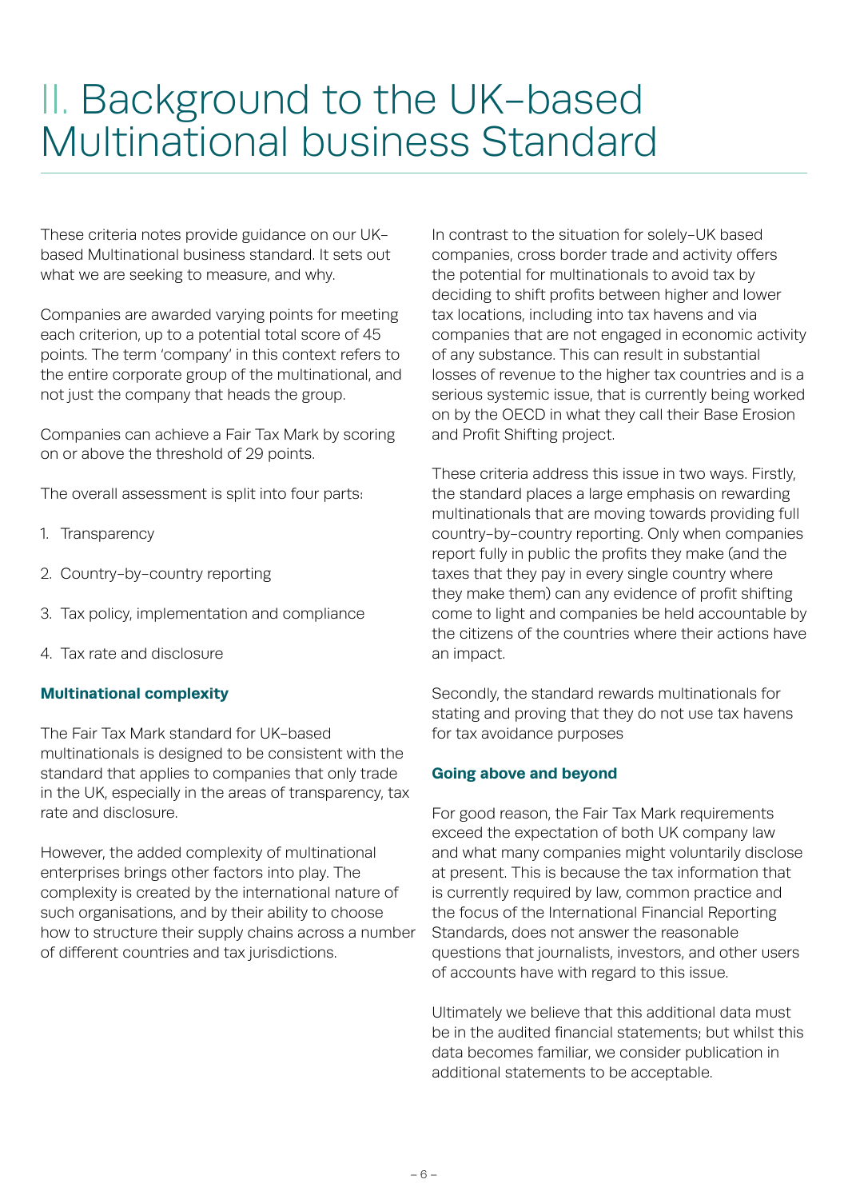# II. Background to the UK–based Multinational business Standard

These criteria notes provide guidance on our UK–based Multinational business standard. It sets out what we are seeking to measure, and why.

Companies are awarded varying points for meeting each criterion, up to a potential total score of 45 points. The term 'company' in this context refers to the entire corporate group of the multinational, and not just the company that heads the group.

Companies can achieve a Fair Tax Mark by scoring on or above the threshold of 29 points.

The overall assessment is split into four parts:

1. Transparency
2. Country–by–country reporting
3. Tax policy, implementation and compliance
4. Tax rate and disclosure

### Multinational complexity

The Fair Tax Mark standard for UK–based multinationals is designed to be consistent with the standard that applies to companies that only trade in the UK, especially in the areas of transparency, tax rate and disclosure.

However, the added complexity of multinational enterprises brings other factors into play. The complexity is created by the international nature of such organisations, and by their ability to choose how to structure their supply chains across a number of different countries and tax jurisdictions.

In contrast to the situation for solely–UK based companies, cross border trade and activity offers the potential for multinationals to avoid tax by deciding to shift profits between higher and lower tax locations, including into tax havens and via companies that are not engaged in economic activity of any substance. This can result in substantial losses of revenue to the higher tax countries and is a serious systemic issue, that is currently being worked on by the OECD in what they call their Base Erosion and Profit Shifting project.

These criteria address this issue in two ways. Firstly, the standard places a large emphasis on rewarding multinationals that are moving towards providing full country–by–country reporting. Only when companies report fully in public the profits they make (and the taxes that they pay in every single country where they make them) can any evidence of profit shifting come to light and companies be held accountable by the citizens of the countries where their actions have an impact.

Secondly, the standard rewards multinationals for stating and proving that they do not use tax havens for tax avoidance purposes

### Going above and beyond

For good reason, the Fair Tax Mark requirements exceed the expectation of both UK company law and what many companies might voluntarily disclose at present. This is because the tax information that is currently required by law, common practice and the focus of the International Financial Reporting Standards, does not answer the reasonable questions that journalists, investors, and other users of accounts have with regard to this issue.

Ultimately we believe that this additional data must be in the audited financial statements; but whilst this data becomes familiar, we consider publication in additional statements to be acceptable.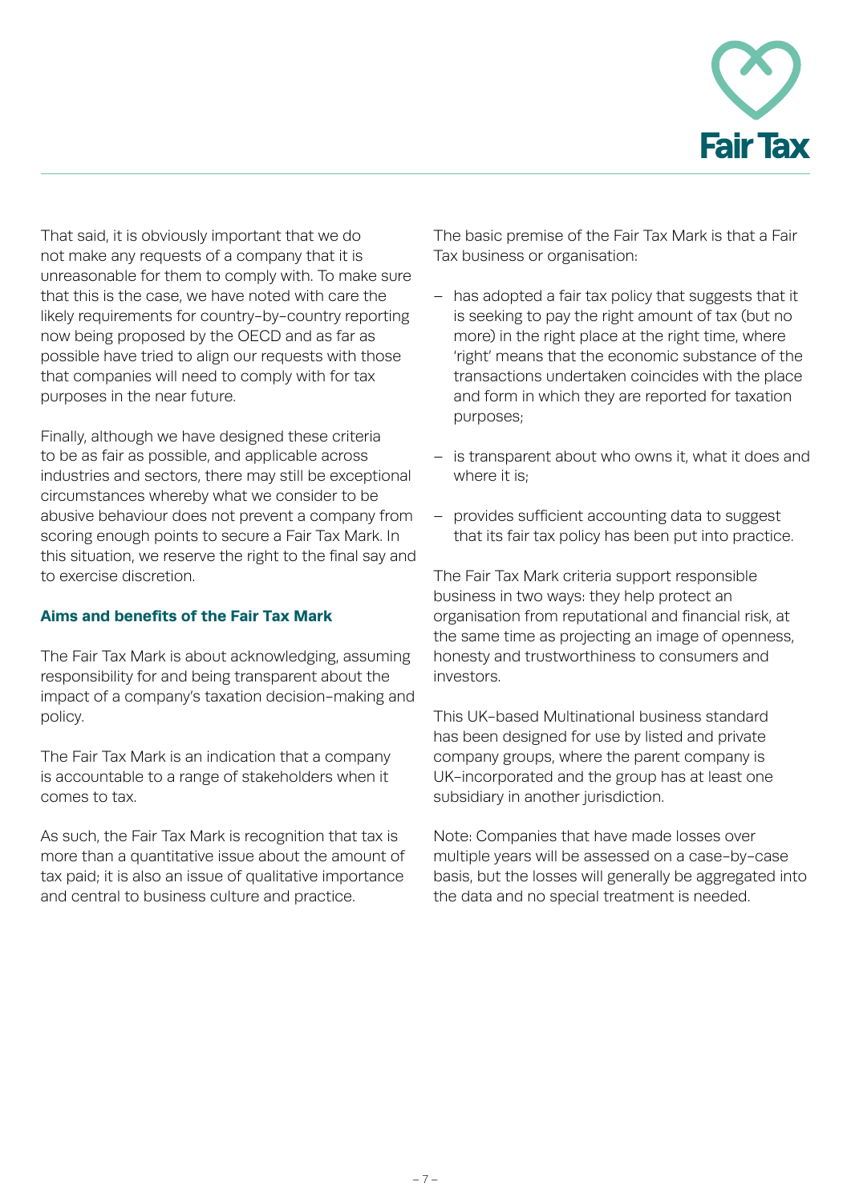That said, it is obviously important that we do not make any requests of a company that it is unreasonable for them to comply with. To make sure that this is the case, we have noted with care the likely requirements for country-by-country reporting now being proposed by the OECD and as far as possible have tried to align our requests with those that companies will need to comply with for tax purposes in the near future.

Finally, although we have designed these criteria to be as fair as possible, and applicable across industries and sectors, there may still be exceptional circumstances whereby what we consider to be abusive behaviour does not prevent a company from scoring enough points to secure a Fair Tax Mark. In this situation, we reserve the right to the final say and to exercise discretion.

### Aims and benefits of the Fair Tax Mark

The Fair Tax Mark is about acknowledging, assuming responsibility for and being transparent about the impact of a company's taxation decision-making and policy.

The Fair Tax Mark is an indication that a company is accountable to a range of stakeholders when it comes to tax.

As such, the Fair Tax Mark is recognition that tax is more than a quantitative issue about the amount of tax paid; it is also an issue of qualitative importance and central to business culture and practice.

The basic premise of the Fair Tax Mark is that a Fair Tax business or organisation:

- has adopted a fair tax policy that suggests that it is seeking to pay the right amount of tax (but no more) in the right place at the right time, where 'right' means that the economic substance of the transactions undertaken coincides with the place and form in which they are reported for taxation purposes;
- is transparent about who owns it, what it does and where it is;
- provides sufficient accounting data to suggest that its fair tax policy has been put into practice.

The Fair Tax Mark criteria support responsible business in two ways: they help protect an organisation from reputational and financial risk, at the same time as projecting an image of openness, honesty and trustworthiness to consumers and investors.

This UK-based Multinational business standard has been designed for use by listed and private company groups, where the parent company is UK-incorporated and the group has at least one subsidiary in another jurisdiction.

Note: Companies that have made losses over multiple years will be assessed on a case-by-case basis, but the losses will generally be aggregated into the data and no special treatment is needed.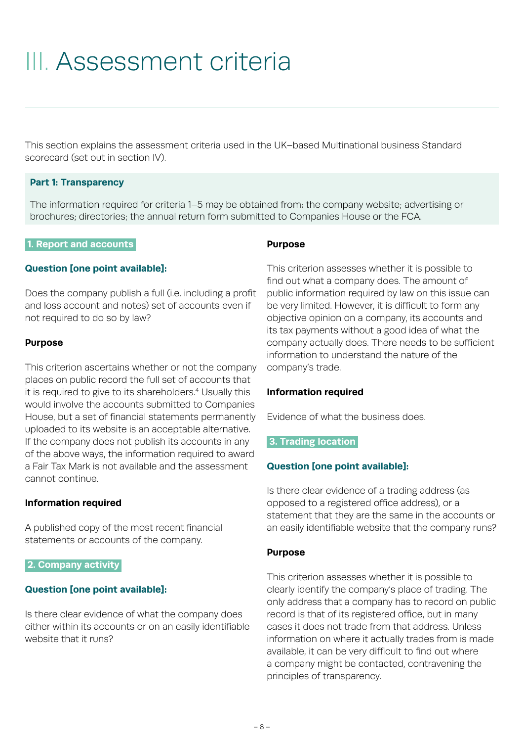# III. Assessment criteria

This section explains the assessment criteria used in the UK–based Multinational business Standard scorecard (set out in section IV).

**Part 1: Transparency**

The information required for criteria 1–5 may be obtained from: the company website; advertising or brochures; directories; the annual return form submitted to Companies House or the FCA.

### 1. Report and accounts

**Question [one point available]:**

Does the company publish a full (i.e. including a profit and loss account and notes) set of accounts even if not required to do so by law?

**Purpose**

This criterion ascertains whether or not the company places on public record the full set of accounts that it is required to give to its shareholders.[4] Usually this would involve the accounts submitted to Companies House, but a set of financial statements permanently uploaded to its website is an acceptable alternative. If the company does not publish its accounts in any of the above ways, the information required to award a Fair Tax Mark is not available and the assessment cannot continue.

**Information required**

A published copy of the most recent financial statements or accounts of the company.

### 2. Company activity

**Question [one point available]:**

Is there clear evidence of what the company does either within its accounts or on an easily identifiable website that it runs?

**Purpose**

This criterion assesses whether it is possible to find out what a company does. The amount of public information required by law on this issue can be very limited. However, it is difficult to form any objective opinion on a company, its accounts and its tax payments without a good idea of what the company actually does. There needs to be sufficient information to understand the nature of the company's trade.

**Information required**

Evidence of what the business does.

### 3. Trading location

**Question [one point available]:**

Is there clear evidence of a trading address (as opposed to a registered office address), or a statement that they are the same in the accounts or an easily identifiable website that the company runs?

**Purpose**

This criterion assesses whether it is possible to clearly identify the company's place of trading. The only address that a company has to record on public record is that of its registered office, but in many cases it does not trade from that address. Unless information on where it actually trades from is made available, it can be very difficult to find out where a company might be contacted, contravening the principles of transparency.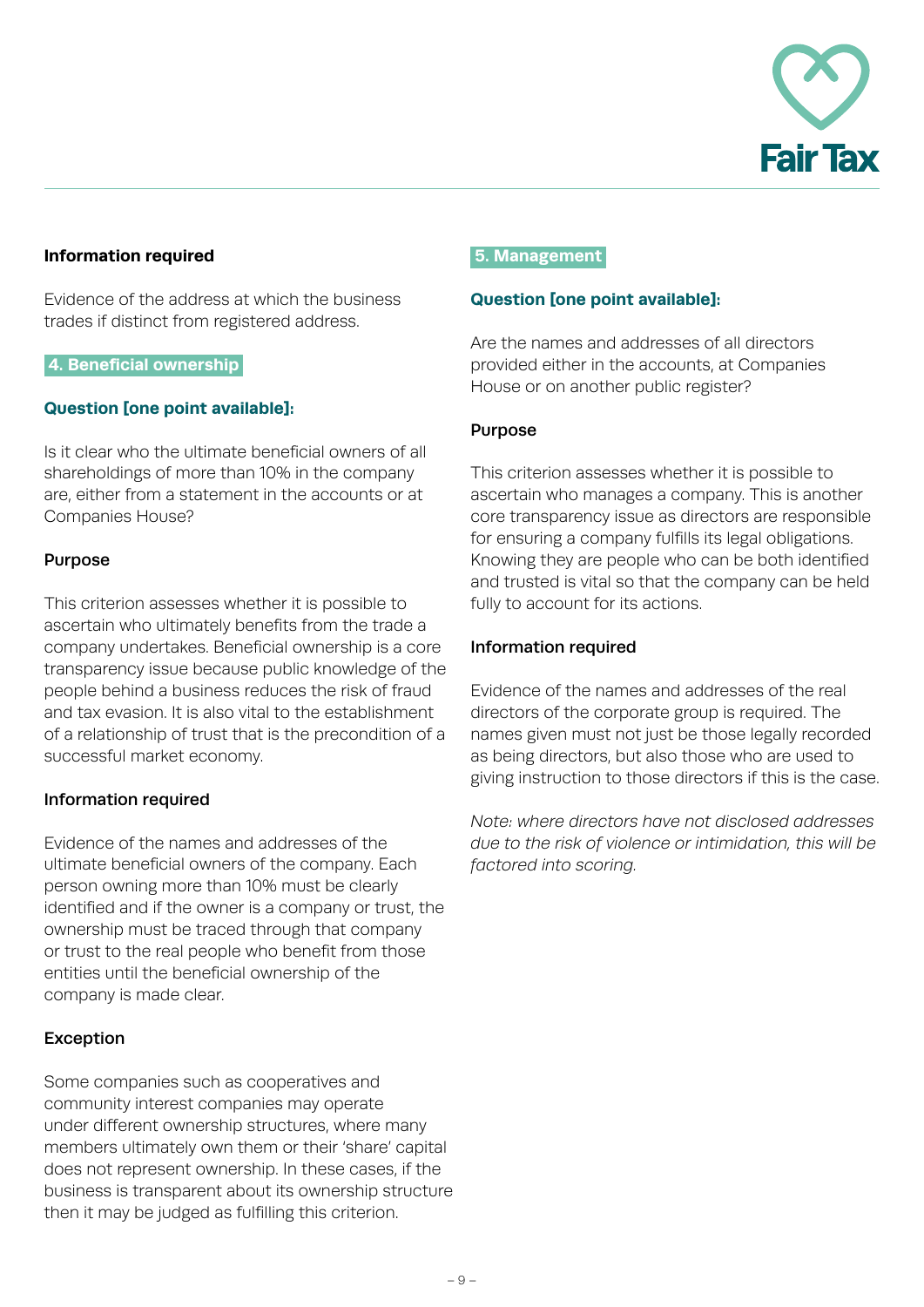### Information required

Evidence of the address at which the business trades if distinct from registered address.

## 4. Beneficial ownership

### Question [one point available]:

Is it clear who the ultimate beneficial owners of all shareholdings of more than 10% in the company are, either from a statement in the accounts or at Companies House?

### Purpose

This criterion assesses whether it is possible to ascertain who ultimately benefits from the trade a company undertakes. Beneficial ownership is a core transparency issue because public knowledge of the people behind a business reduces the risk of fraud and tax evasion. It is also vital to the establishment of a relationship of trust that is the precondition of a successful market economy.

### Information required

Evidence of the names and addresses of the ultimate beneficial owners of the company. Each person owning more than 10% must be clearly identified and if the owner is a company or trust, the ownership must be traced through that company or trust to the real people who benefit from those entities until the beneficial ownership of the company is made clear.

### Exception

Some companies such as cooperatives and community interest companies may operate under different ownership structures, where many members ultimately own them or their 'share' capital does not represent ownership. In these cases, if the business is transparent about its ownership structure then it may be judged as fulfilling this criterion.

## 5. Management

### Question [one point available]:

Are the names and addresses of all directors provided either in the accounts, at Companies House or on another public register?

### Purpose

This criterion assesses whether it is possible to ascertain who manages a company. This is another core transparency issue as directors are responsible for ensuring a company fulfills its legal obligations. Knowing they are people who can be both identified and trusted is vital so that the company can be held fully to account for its actions.

### Information required

Evidence of the names and addresses of the real directors of the corporate group is required. The names given must not just be those legally recorded as being directors, but also those who are used to giving instruction to those directors if this is the case.

*Note: where directors have not disclosed addresses due to the risk of violence or intimidation, this will be factored into scoring.*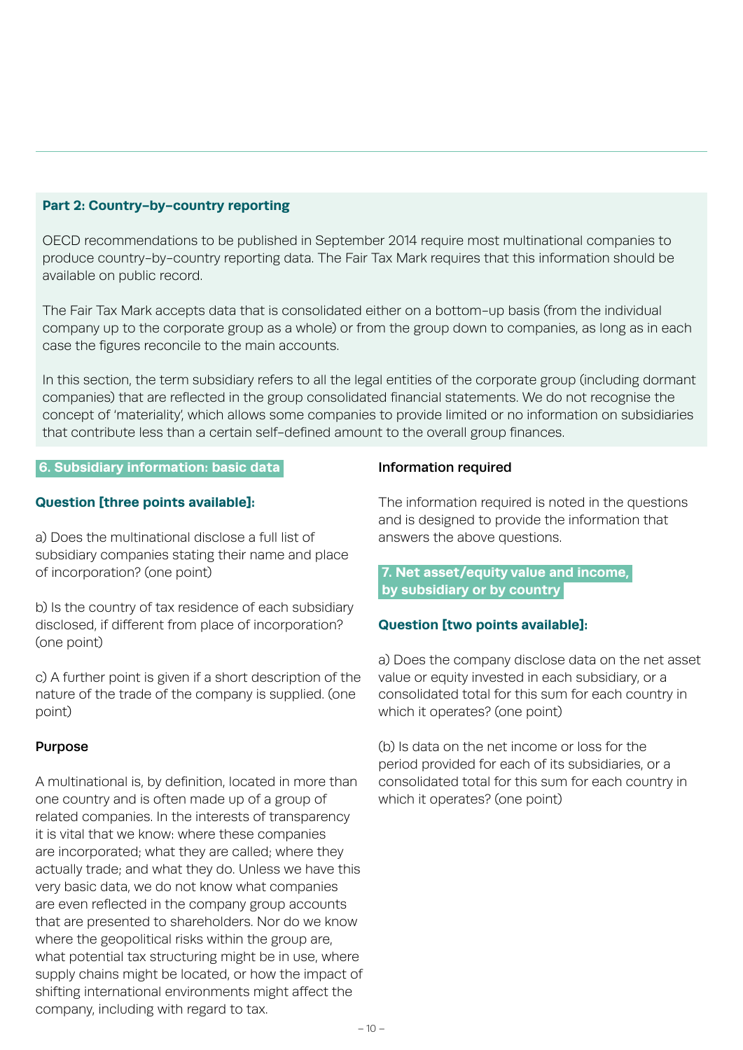## Part 2: Country-by-country reporting

OECD recommendations to be published in September 2014 require most multinational companies to produce country-by-country reporting data. The Fair Tax Mark requires that this information should be available on public record.

The Fair Tax Mark accepts data that is consolidated either on a bottom-up basis (from the individual company up to the corporate group as a whole) or from the group down to companies, as long as in each case the figures reconcile to the main accounts.

In this section, the term subsidiary refers to all the legal entities of the corporate group (including dormant companies) that are reflected in the group consolidated financial statements. We do not recognise the concept of 'materiality', which allows some companies to provide limited or no information on subsidiaries that contribute less than a certain self-defined amount to the overall group finances.

### 6. Subsidiary information: basic data

**Question [three points available]:**

a) Does the multinational disclose a full list of subsidiary companies stating their name and place of incorporation? (one point)

b) Is the country of tax residence of each subsidiary disclosed, if different from place of incorporation? (one point)

c) A further point is given if a short description of the nature of the trade of the company is supplied. (one point)

**Purpose**

A multinational is, by definition, located in more than one country and is often made up of a group of related companies. In the interests of transparency it is vital that we know: where these companies are incorporated; what they are called; where they actually trade; and what they do. Unless we have this very basic data, we do not know what companies are even reflected in the company group accounts that are presented to shareholders. Nor do we know where the geopolitical risks within the group are, what potential tax structuring might be in use, where supply chains might be located, or how the impact of shifting international environments might affect the company, including with regard to tax.

**Information required**

The information required is noted in the questions and is designed to provide the information that answers the above questions.

### 7. Net asset/equity value and income, by subsidiary or by country

**Question [two points available]:**

a) Does the company disclose data on the net asset value or equity invested in each subsidiary, or a consolidated total for this sum for each country in which it operates? (one point)

(b) Is data on the net income or loss for the period provided for each of its subsidiaries, or a consolidated total for this sum for each country in which it operates? (one point)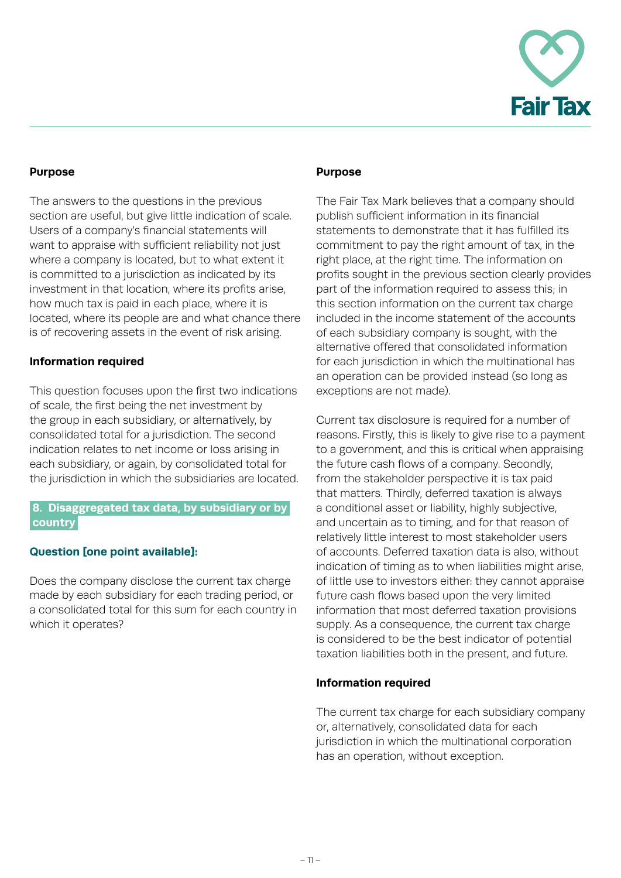**Purpose**

The answers to the questions in the previous section are useful, but give little indication of scale. Users of a company's financial statements will want to appraise with sufficient reliability not just where a company is located, but to what extent it is committed to a jurisdiction as indicated by its investment in that location, where its profits arise, how much tax is paid in each place, where it is located, where its people are and what chance there is of recovering assets in the event of risk arising.

**Information required**

This question focuses upon the first two indications of scale, the first being the net investment by the group in each subsidiary, or alternatively, by consolidated total for a jurisdiction. The second indication relates to net income or loss arising in each subsidiary, or again, by consolidated total for the jurisdiction in which the subsidiaries are located.

## 8. Disaggregated tax data, by subsidiary or by country

**Question [one point available]:**

Does the company disclose the current tax charge made by each subsidiary for each trading period, or a consolidated total for this sum for each country in which it operates?

**Purpose**

The Fair Tax Mark believes that a company should publish sufficient information in its financial statements to demonstrate that it has fulfilled its commitment to pay the right amount of tax, in the right place, at the right time. The information on profits sought in the previous section clearly provides part of the information required to assess this; in this section information on the current tax charge included in the income statement of the accounts of each subsidiary company is sought, with the alternative offered that consolidated information for each jurisdiction in which the multinational has an operation can be provided instead (so long as exceptions are not made).

Current tax disclosure is required for a number of reasons. Firstly, this is likely to give rise to a payment to a government, and this is critical when appraising the future cash flows of a company. Secondly, from the stakeholder perspective it is tax paid that matters. Thirdly, deferred taxation is always a conditional asset or liability, highly subjective, and uncertain as to timing, and for that reason of relatively little interest to most stakeholder users of accounts. Deferred taxation data is also, without indication of timing as to when liabilities might arise, of little use to investors either: they cannot appraise future cash flows based upon the very limited information that most deferred taxation provisions supply. As a consequence, the current tax charge is considered to be the best indicator of potential taxation liabilities both in the present, and future.

**Information required**

The current tax charge for each subsidiary company or, alternatively, consolidated data for each jurisdiction in which the multinational corporation has an operation, without exception.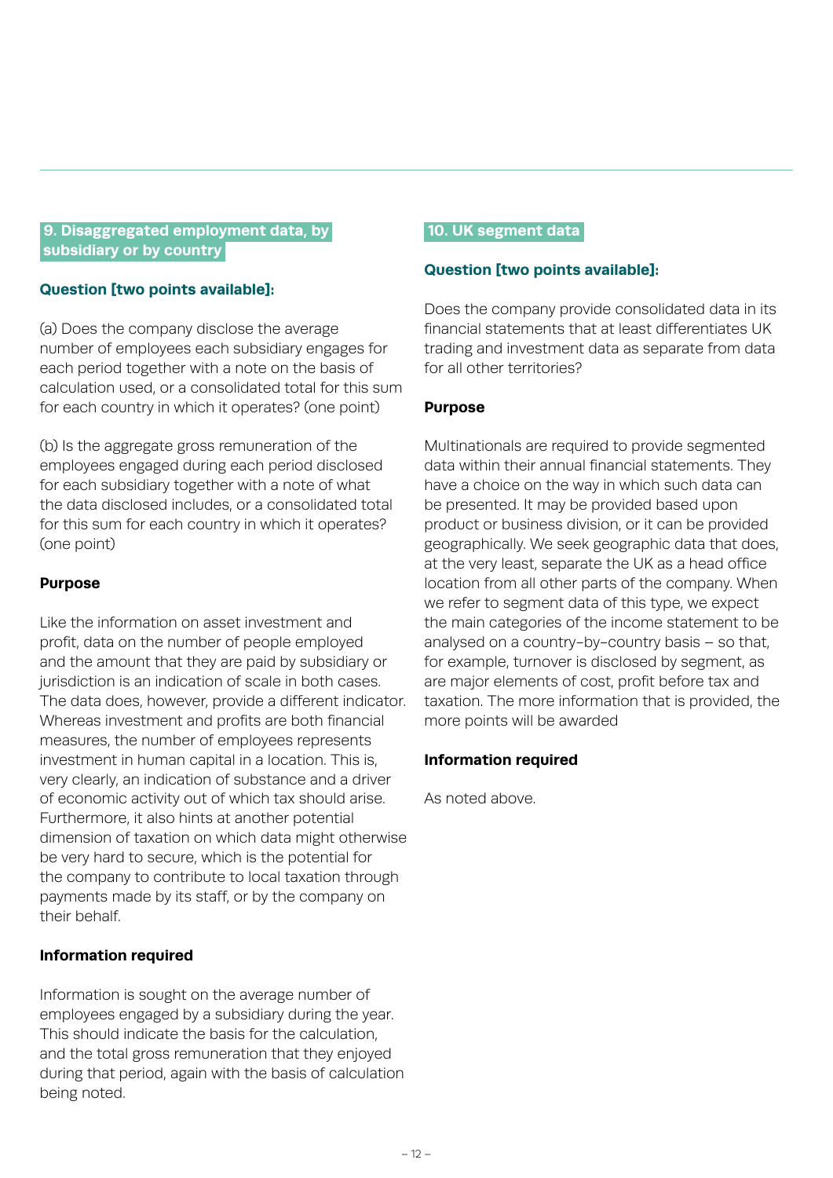## 9. Disaggregated employment data, by subsidiary or by country

**Question [two points available]:**

(a) Does the company disclose the average number of employees each subsidiary engages for each period together with a note on the basis of calculation used, or a consolidated total for this sum for each country in which it operates? (one point)

(b) Is the aggregate gross remuneration of the employees engaged during each period disclosed for each subsidiary together with a note of what the data disclosed includes, or a consolidated total for this sum for each country in which it operates? (one point)

**Purpose**

Like the information on asset investment and profit, data on the number of people employed and the amount that they are paid by subsidiary or jurisdiction is an indication of scale in both cases. The data does, however, provide a different indicator. Whereas investment and profits are both financial measures, the number of employees represents investment in human capital in a location. This is, very clearly, an indication of substance and a driver of economic activity out of which tax should arise. Furthermore, it also hints at another potential dimension of taxation on which data might otherwise be very hard to secure, which is the potential for the company to contribute to local taxation through payments made by its staff, or by the company on their behalf.

**Information required**

Information is sought on the average number of employees engaged by a subsidiary during the year. This should indicate the basis for the calculation, and the total gross remuneration that they enjoyed during that period, again with the basis of calculation being noted.

## 10. UK segment data

**Question [two points available]:**

Does the company provide consolidated data in its financial statements that at least differentiates UK trading and investment data as separate from data for all other territories?

**Purpose**

Multinationals are required to provide segmented data within their annual financial statements. They have a choice on the way in which such data can be presented. It may be provided based upon product or business division, or it can be provided geographically. We seek geographic data that does, at the very least, separate the UK as a head office location from all other parts of the company. When we refer to segment data of this type, we expect the main categories of the income statement to be analysed on a country-by-country basis – so that, for example, turnover is disclosed by segment, as are major elements of cost, profit before tax and taxation. The more information that is provided, the more points will be awarded

**Information required**

As noted above.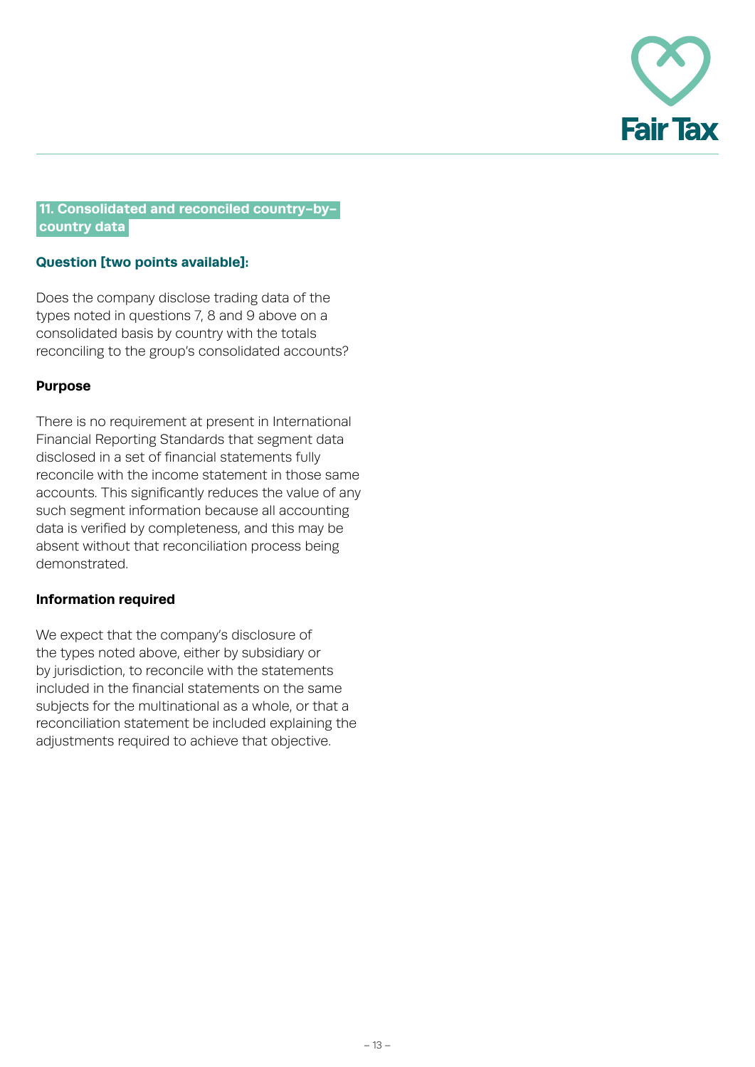## 11. Consolidated and reconciled country-by-country data

### Question [two points available]:

Does the company disclose trading data of the types noted in questions 7, 8 and 9 above on a consolidated basis by country with the totals reconciling to the group's consolidated accounts?

**Purpose**

There is no requirement at present in International Financial Reporting Standards that segment data disclosed in a set of financial statements fully reconcile with the income statement in those same accounts. This significantly reduces the value of any such segment information because all accounting data is verified by completeness, and this may be absent without that reconciliation process being demonstrated.

**Information required**

We expect that the company's disclosure of the types noted above, either by subsidiary or by jurisdiction, to reconcile with the statements included in the financial statements on the same subjects for the multinational as a whole, or that a reconciliation statement be included explaining the adjustments required to achieve that objective.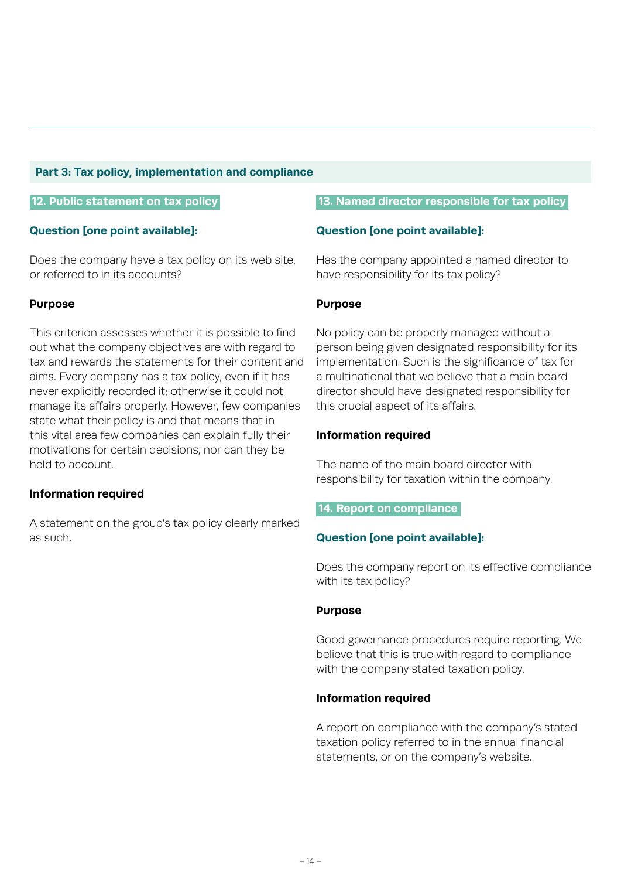## Part 3: Tax policy, implementation and compliance

### 12. Public statement on tax policy

**Question [one point available]:**

Does the company have a tax policy on its web site, or referred to in its accounts?

**Purpose**

This criterion assesses whether it is possible to find out what the company objectives are with regard to tax and rewards the statements for their content and aims. Every company has a tax policy, even if it has never explicitly recorded it; otherwise it could not manage its affairs properly. However, few companies state what their policy is and that means that in this vital area few companies can explain fully their motivations for certain decisions, nor can they be held to account.

**Information required**

A statement on the group's tax policy clearly marked as such.

### 13. Named director responsible for tax policy

**Question [one point available]:**

Has the company appointed a named director to have responsibility for its tax policy?

**Purpose**

No policy can be properly managed without a person being given designated responsibility for its implementation. Such is the significance of tax for a multinational that we believe that a main board director should have designated responsibility for this crucial aspect of its affairs.

**Information required**

The name of the main board director with responsibility for taxation within the company.

### 14. Report on compliance

**Question [one point available]:**

Does the company report on its effective compliance with its tax policy?

**Purpose**

Good governance procedures require reporting. We believe that this is true with regard to compliance with the company stated taxation policy.

**Information required**

A report on compliance with the company's stated taxation policy referred to in the annual financial statements, or on the company's website.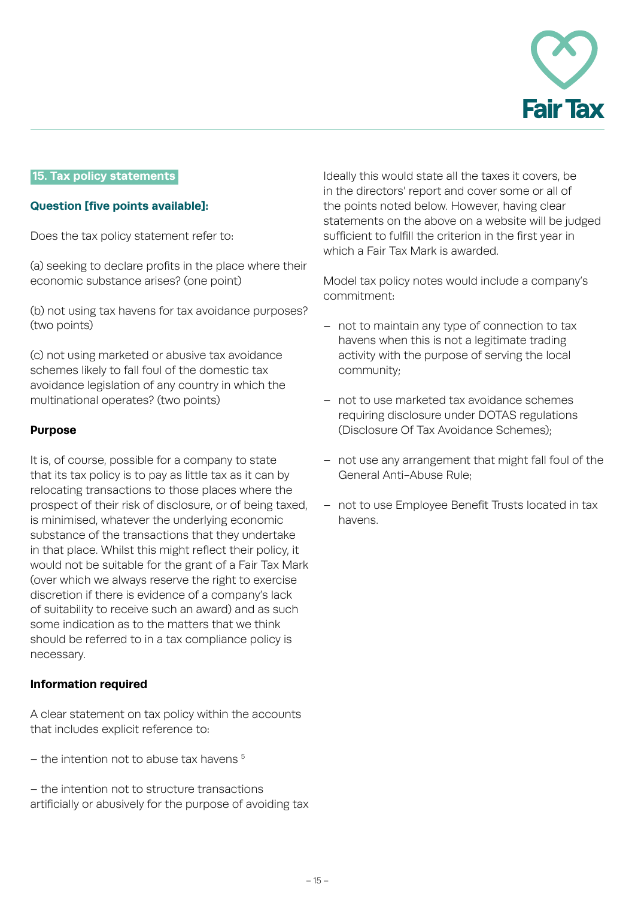## 15. Tax policy statements

**Question [five points available]:**

Does the tax policy statement refer to:

(a) seeking to declare profits in the place where their economic substance arises? (one point)

(b) not using tax havens for tax avoidance purposes? (two points)

(c) not using marketed or abusive tax avoidance schemes likely to fall foul of the domestic tax avoidance legislation of any country in which the multinational operates? (two points)

**Purpose**

It is, of course, possible for a company to state that its tax policy is to pay as little tax as it can by relocating transactions to those places where the prospect of their risk of disclosure, or of being taxed, is minimised, whatever the underlying economic substance of the transactions that they undertake in that place. Whilst this might reflect their policy, it would not be suitable for the grant of a Fair Tax Mark (over which we always reserve the right to exercise discretion if there is evidence of a company's lack of suitability to receive such an award) and as such some indication as to the matters that we think should be referred to in a tax compliance policy is necessary.

**Information required**

A clear statement on tax policy within the accounts that includes explicit reference to:

– the intention not to abuse tax havens [5]

– the intention not to structure transactions artificially or abusively for the purpose of avoiding tax

Ideally this would state all the taxes it covers, be in the directors' report and cover some or all of the points noted below. However, having clear statements on the above on a website will be judged sufficient to fulfill the criterion in the first year in which a Fair Tax Mark is awarded.

Model tax policy notes would include a company's commitment:

- not to maintain any type of connection to tax havens when this is not a legitimate trading activity with the purpose of serving the local community;
- not to use marketed tax avoidance schemes requiring disclosure under DOTAS regulations (Disclosure Of Tax Avoidance Schemes);
- not use any arrangement that might fall foul of the General Anti-Abuse Rule;
- not to use Employee Benefit Trusts located in tax havens.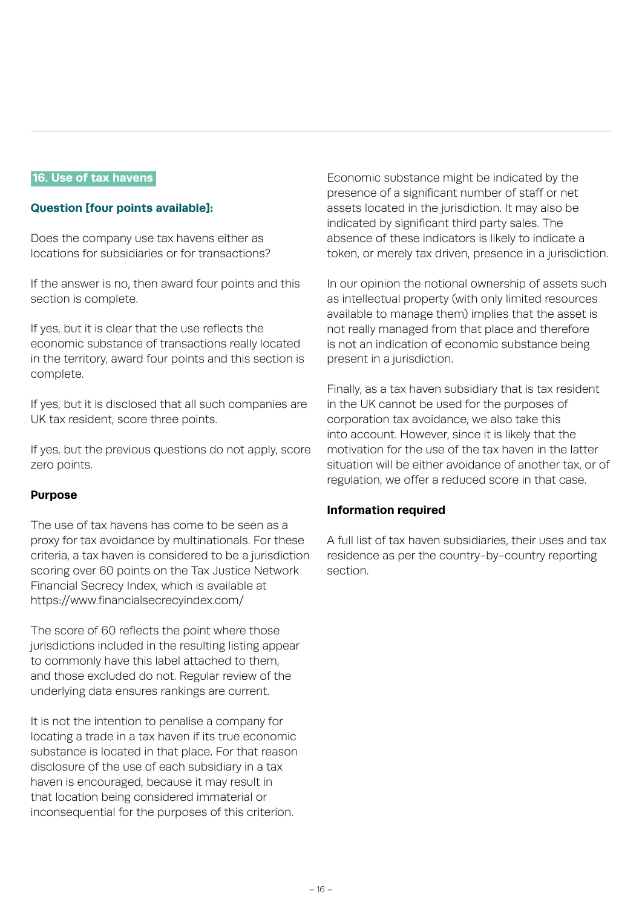## 16. Use of tax havens

**Question [four points available]:**

Does the company use tax havens either as locations for subsidiaries or for transactions?

If the answer is no, then award four points and this section is complete.

If yes, but it is clear that the use reflects the economic substance of transactions really located in the territory, award four points and this section is complete.

If yes, but it is disclosed that all such companies are UK tax resident, score three points.

If yes, but the previous questions do not apply, score zero points.

**Purpose**

The use of tax havens has come to be seen as a proxy for tax avoidance by multinationals. For these criteria, a tax haven is considered to be a jurisdiction scoring over 60 points on the Tax Justice Network Financial Secrecy Index, which is available at https://www.financialsecrecyindex.com/

The score of 60 reflects the point where those jurisdictions included in the resulting listing appear to commonly have this label attached to them, and those excluded do not. Regular review of the underlying data ensures rankings are current.

It is not the intention to penalise a company for locating a trade in a tax haven if its true economic substance is located in that place. For that reason disclosure of the use of each subsidiary in a tax haven is encouraged, because it may result in that location being considered immaterial or inconsequential for the purposes of this criterion.

Economic substance might be indicated by the presence of a significant number of staff or net assets located in the jurisdiction. It may also be indicated by significant third party sales. The absence of these indicators is likely to indicate a token, or merely tax driven, presence in a jurisdiction.

In our opinion the notional ownership of assets such as intellectual property (with only limited resources available to manage them) implies that the asset is not really managed from that place and therefore is not an indication of economic substance being present in a jurisdiction.

Finally, as a tax haven subsidiary that is tax resident in the UK cannot be used for the purposes of corporation tax avoidance, we also take this into account. However, since it is likely that the motivation for the use of the tax haven in the latter situation will be either avoidance of another tax, or of regulation, we offer a reduced score in that case.

**Information required**

A full list of tax haven subsidiaries, their uses and tax residence as per the country-by-country reporting section.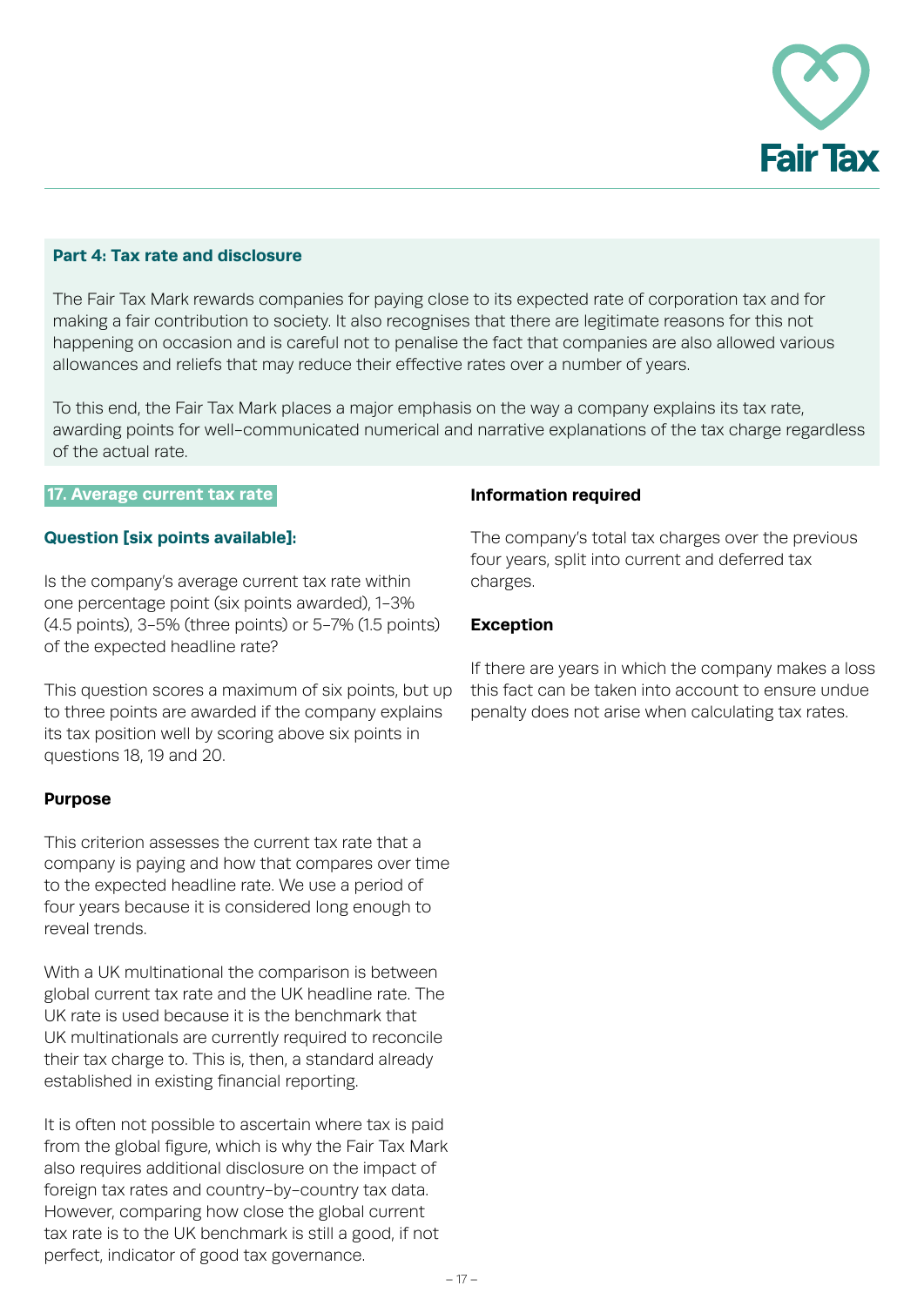## Part 4: Tax rate and disclosure

The Fair Tax Mark rewards companies for paying close to its expected rate of corporation tax and for making a fair contribution to society. It also recognises that there are legitimate reasons for this not happening on occasion and is careful not to penalise the fact that companies are also allowed various allowances and reliefs that may reduce their effective rates over a number of years.

To this end, the Fair Tax Mark places a major emphasis on the way a company explains its tax rate, awarding points for well-communicated numerical and narrative explanations of the tax charge regardless of the actual rate.

### 17. Average current tax rate

**Question [six points available]:**

Is the company's average current tax rate within one percentage point (six points awarded), 1–3% (4.5 points), 3–5% (three points) or 5–7% (1.5 points) of the expected headline rate?

This question scores a maximum of six points, but up to three points are awarded if the company explains its tax position well by scoring above six points in questions 18, 19 and 20.

**Purpose**

This criterion assesses the current tax rate that a company is paying and how that compares over time to the expected headline rate. We use a period of four years because it is considered long enough to reveal trends.

With a UK multinational the comparison is between global current tax rate and the UK headline rate. The UK rate is used because it is the benchmark that UK multinationals are currently required to reconcile their tax charge to. This is, then, a standard already established in existing financial reporting.

It is often not possible to ascertain where tax is paid from the global figure, which is why the Fair Tax Mark also requires additional disclosure on the impact of foreign tax rates and country-by-country tax data. However, comparing how close the global current tax rate is to the UK benchmark is still a good, if not perfect, indicator of good tax governance.

**Information required**

The company's total tax charges over the previous four years, split into current and deferred tax charges.

**Exception**

If there are years in which the company makes a loss this fact can be taken into account to ensure undue penalty does not arise when calculating tax rates.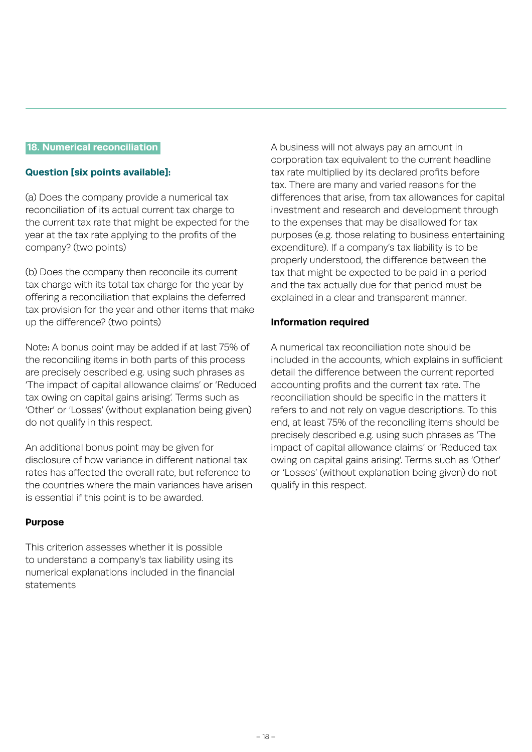## 18. Numerical reconciliation

**Question [six points available]:**

(a) Does the company provide a numerical tax reconciliation of its actual current tax charge to the current tax rate that might be expected for the year at the tax rate applying to the profits of the company? (two points)

(b) Does the company then reconcile its current tax charge with its total tax charge for the year by offering a reconciliation that explains the deferred tax provision for the year and other items that make up the difference? (two points)

Note: A bonus point may be added if at last 75% of the reconciling items in both parts of this process are precisely described e.g. using such phrases as 'The impact of capital allowance claims' or 'Reduced tax owing on capital gains arising'. Terms such as 'Other' or 'Losses' (without explanation being given) do not qualify in this respect.

An additional bonus point may be given for disclosure of how variance in different national tax rates has affected the overall rate, but reference to the countries where the main variances have arisen is essential if this point is to be awarded.

**Purpose**

This criterion assesses whether it is possible to understand a company's tax liability using its numerical explanations included in the financial statements

A business will not always pay an amount in corporation tax equivalent to the current headline tax rate multiplied by its declared profits before tax. There are many and varied reasons for the differences that arise, from tax allowances for capital investment and research and development through to the expenses that may be disallowed for tax purposes (e.g. those relating to business entertaining expenditure). If a company's tax liability is to be properly understood, the difference between the tax that might be expected to be paid in a period and the tax actually due for that period must be explained in a clear and transparent manner.

**Information required**

A numerical tax reconciliation note should be included in the accounts, which explains in sufficient detail the difference between the current reported accounting profits and the current tax rate. The reconciliation should be specific in the matters it refers to and not rely on vague descriptions. To this end, at least 75% of the reconciling items should be precisely described e.g. using such phrases as 'The impact of capital allowance claims' or 'Reduced tax owing on capital gains arising'. Terms such as 'Other' or 'Losses' (without explanation being given) do not qualify in this respect.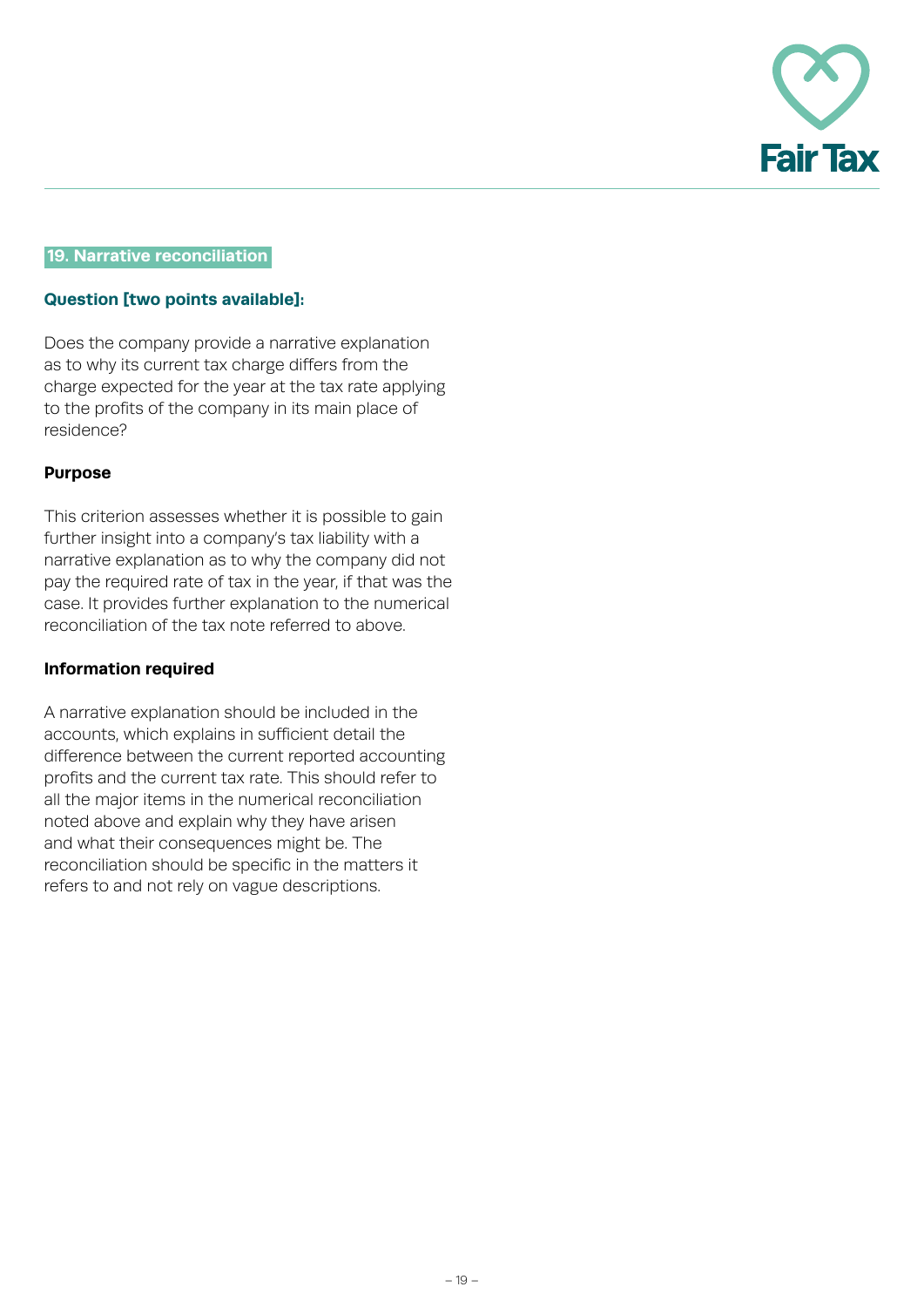## 19. Narrative reconciliation

**Question [two points available]:**

Does the company provide a narrative explanation as to why its current tax charge differs from the charge expected for the year at the tax rate applying to the profits of the company in its main place of residence?

**Purpose**

This criterion assesses whether it is possible to gain further insight into a company's tax liability with a narrative explanation as to why the company did not pay the required rate of tax in the year, if that was the case. It provides further explanation to the numerical reconciliation of the tax note referred to above.

**Information required**

A narrative explanation should be included in the accounts, which explains in sufficient detail the difference between the current reported accounting profits and the current tax rate. This should refer to all the major items in the numerical reconciliation noted above and explain why they have arisen and what their consequences might be. The reconciliation should be specific in the matters it refers to and not rely on vague descriptions.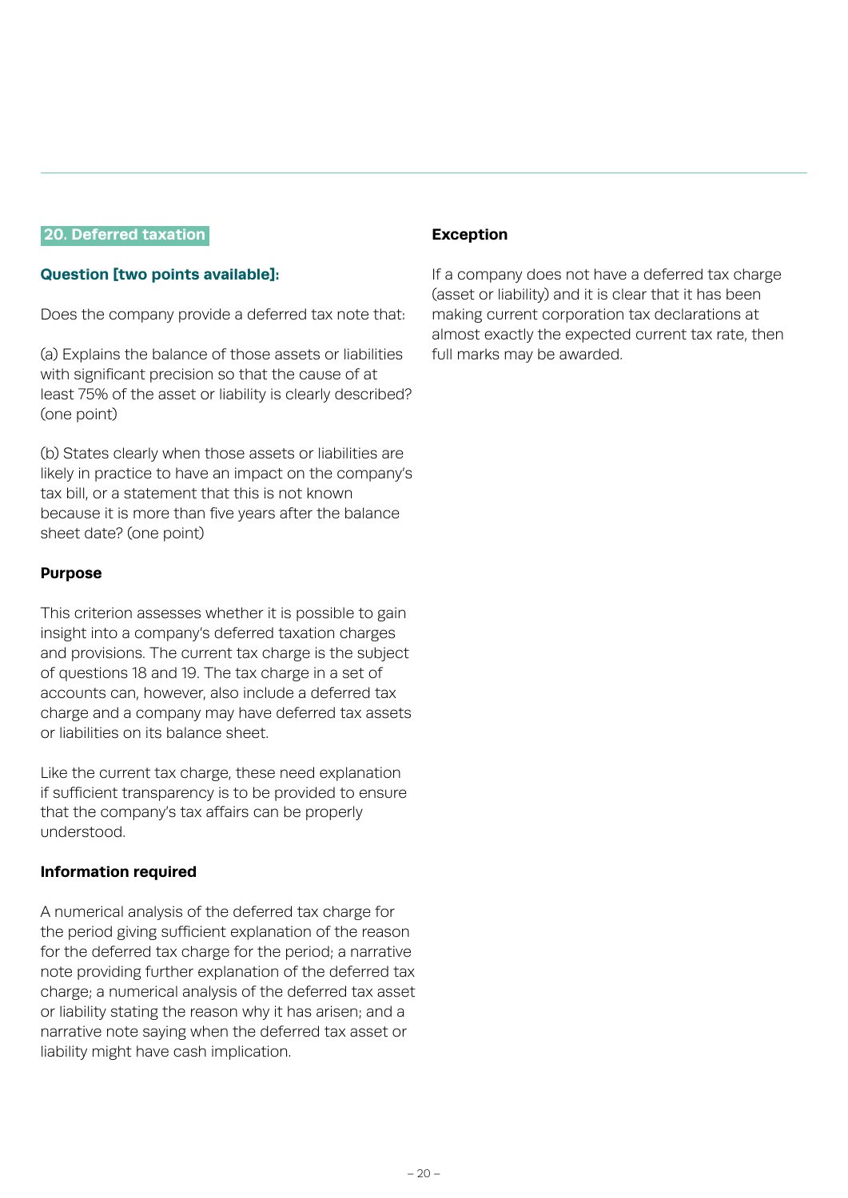## 20. Deferred taxation

**Question [two points available]:**

Does the company provide a deferred tax note that:

(a) Explains the balance of those assets or liabilities with significant precision so that the cause of at least 75% of the asset or liability is clearly described? (one point)

(b) States clearly when those assets or liabilities are likely in practice to have an impact on the company's tax bill, or a statement that this is not known because it is more than five years after the balance sheet date? (one point)

**Purpose**

This criterion assesses whether it is possible to gain insight into a company's deferred taxation charges and provisions. The current tax charge is the subject of questions 18 and 19. The tax charge in a set of accounts can, however, also include a deferred tax charge and a company may have deferred tax assets or liabilities on its balance sheet.

Like the current tax charge, these need explanation if sufficient transparency is to be provided to ensure that the company's tax affairs can be properly understood.

**Information required**

A numerical analysis of the deferred tax charge for the period giving sufficient explanation of the reason for the deferred tax charge for the period; a narrative note providing further explanation of the deferred tax charge; a numerical analysis of the deferred tax asset or liability stating the reason why it has arisen; and a narrative note saying when the deferred tax asset or liability might have cash implication.

**Exception**

If a company does not have a deferred tax charge (asset or liability) and it is clear that it has been making current corporation tax declarations at almost exactly the expected current tax rate, then full marks may be awarded.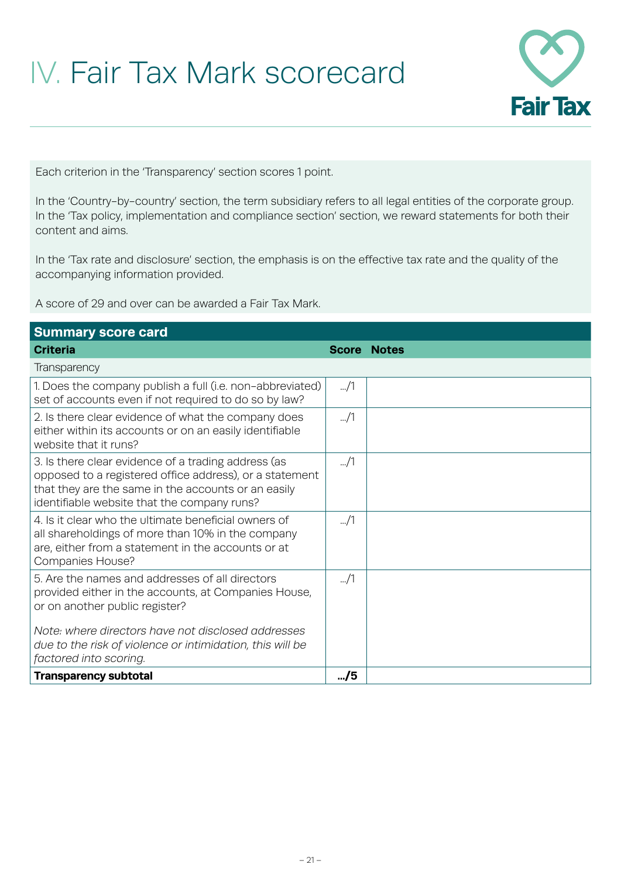# IV. Fair Tax Mark scorecard

Each criterion in the 'Transparency' section scores 1 point.

In the 'Country-by-country' section, the term subsidiary refers to all legal entities of the corporate group. In the 'Tax policy, implementation and compliance section' section, we reward statements for both their content and aims.

In the 'Tax rate and disclosure' section, the emphasis is on the effective tax rate and the quality of the accompanying information provided.

A score of 29 and over can be awarded a Fair Tax Mark.

**Summary score card**

| Criteria | Score | Notes |
|---|---|---|
| Transparency | | |
| 1. Does the company publish a full (i.e. non-abbreviated) set of accounts even if not required to do so by law? | .../1 | |
| 2. Is there clear evidence of what the company does either within its accounts or on an easily identifiable website that it runs? | .../1 | |
| 3. Is there clear evidence of a trading address (as opposed to a registered office address), or a statement that they are the same in the accounts or an easily identifiable website that the company runs? | .../1 | |
| 4. Is it clear who the ultimate beneficial owners of all shareholdings of more than 10% in the company are, either from a statement in the accounts or at Companies House? | .../1 | |
| 5. Are the names and addresses of all directors provided either in the accounts, at Companies House, or on another public register?<br><br>*Note: where directors have not disclosed addresses due to the risk of violence or intimidation, this will be factored into scoring.* | .../1 | |
| **Transparency subtotal** | **.../5** | |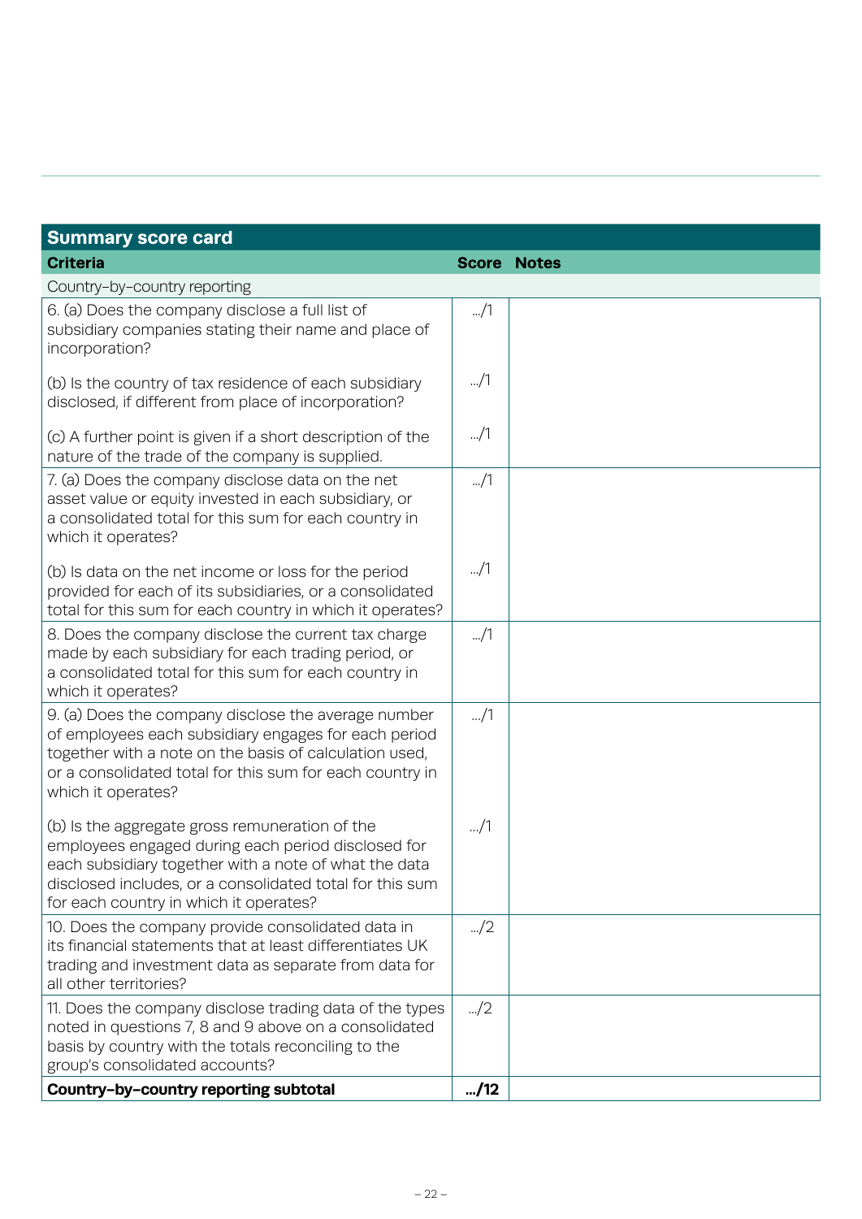| Summary score card | | |
|---|---|---|
| **Criteria** | **Score** | **Notes** |
| Country-by-country reporting | | |
| 6. (a) Does the company disclose a full list of subsidiary companies stating their name and place of incorporation? | .../1 | |
| (b) Is the country of tax residence of each subsidiary disclosed, if different from place of incorporation? | .../1 | |
| (c) A further point is given if a short description of the nature of the trade of the company is supplied. | .../1 | |
| 7. (a) Does the company disclose data on the net asset value or equity invested in each subsidiary, or a consolidated total for this sum for each country in which it operates? | .../1 | |
| (b) Is data on the net income or loss for the period provided for each of its subsidiaries, or a consolidated total for this sum for each country in which it operates? | .../1 | |
| 8. Does the company disclose the current tax charge made by each subsidiary for each trading period, or a consolidated total for this sum for each country in which it operates? | .../1 | |
| 9. (a) Does the company disclose the average number of employees each subsidiary engages for each period together with a note on the basis of calculation used, or a consolidated total for this sum for each country in which it operates? | .../1 | |
| (b) Is the aggregate gross remuneration of the employees engaged during each period disclosed for each subsidiary together with a note of what the data disclosed includes, or a consolidated total for this sum for each country in which it operates? | .../1 | |
| 10. Does the company provide consolidated data in its financial statements that at least differentiates UK trading and investment data as separate from data for all other territories? | .../2 | |
| 11. Does the company disclose trading data of the types noted in questions 7, 8 and 9 above on a consolidated basis by country with the totals reconciling to the group's consolidated accounts? | .../2 | |
| **Country-by-country reporting subtotal** | **.../12** | |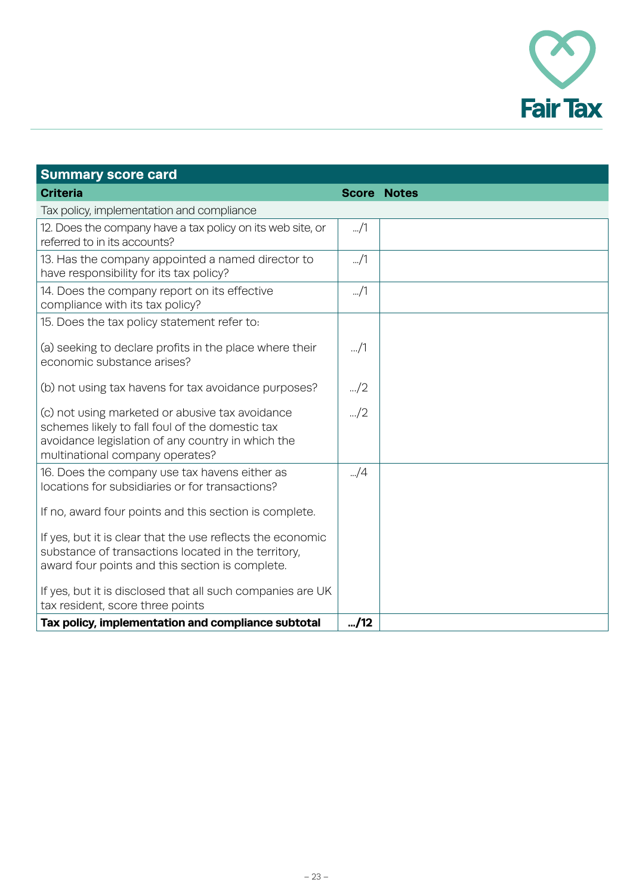## Summary score card

| Criteria | Score | Notes |
|---|---|---|
| Tax policy, implementation and compliance | | |
| 12. Does the company have a tax policy on its web site, or referred to in its accounts? | .../1 | |
| 13. Has the company appointed a named director to have responsibility for its tax policy? | .../1 | |
| 14. Does the company report on its effective compliance with its tax policy? | .../1 | |
| 15. Does the tax policy statement refer to: | | |
| (a) seeking to declare profits in the place where their economic substance arises? | .../1 | |
| (b) not using tax havens for tax avoidance purposes? | .../2 | |
| (c) not using marketed or abusive tax avoidance schemes likely to fall foul of the domestic tax avoidance legislation of any country in which the multinational company operates? | .../2 | |
| 16. Does the company use tax havens either as locations for subsidiaries or for transactions? <br><br> If no, award four points and this section is complete. <br><br> If yes, but it is clear that the use reflects the economic substance of transactions located in the territory, award four points and this section is complete. <br><br> If yes, but it is disclosed that all such companies are UK tax resident, score three points | .../4 | |
| **Tax policy, implementation and compliance subtotal** | **.../12** | |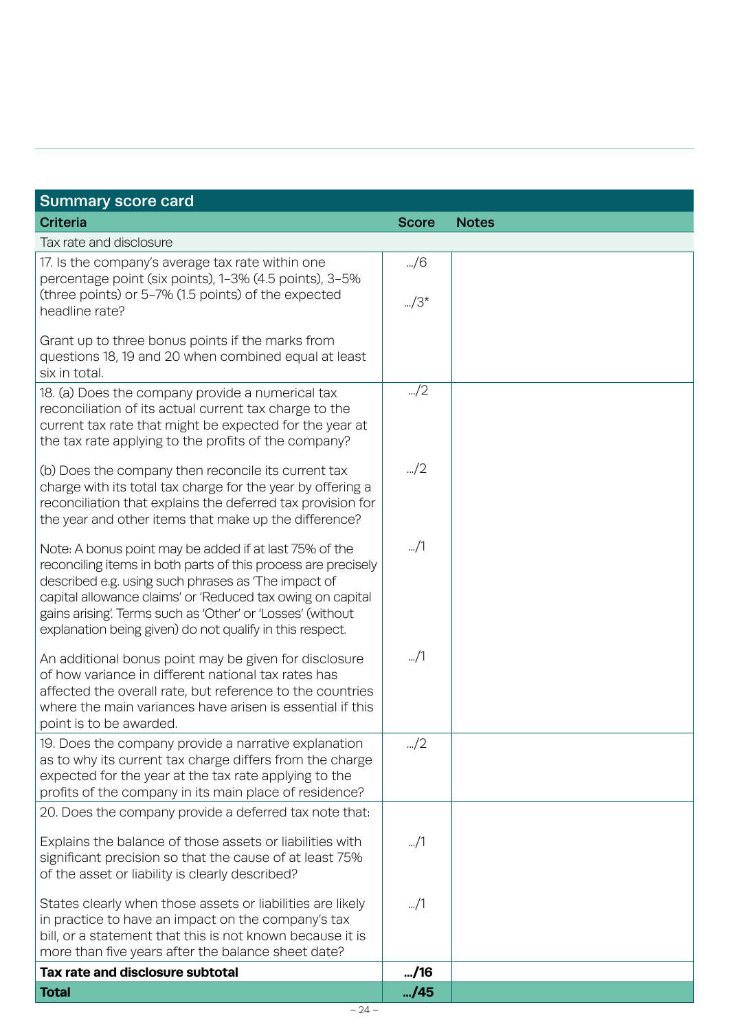| Summary score card | | |
|---|---|---|
| **Criteria** | **Score** | **Notes** |
| Tax rate and disclosure | | |
| 17. Is the company's average tax rate within one percentage point (six points), 1–3% (4.5 points), 3–5% (three points) or 5–7% (1.5 points) of the expected headline rate?<br><br>Grant up to three bonus points if the marks from questions 18, 19 and 20 when combined equal at least six in total. | .../6<br><br>.../3* | |
| 18. (a) Does the company provide a numerical tax reconciliation of its actual current tax charge to the current tax rate that might be expected for the year at the tax rate applying to the profits of the company?<br><br>(b) Does the company then reconcile its current tax charge with its total tax charge for the year by offering a reconciliation that explains the deferred tax provision for the year and other items that make up the difference?<br><br>Note: A bonus point may be added if at last 75% of the reconciling items in both parts of this process are precisely described e.g. using such phrases as 'The impact of capital allowance claims' or 'Reduced tax owing on capital gains arising'. Terms such as 'Other' or 'Losses' (without explanation being given) do not qualify in this respect.<br><br>An additional bonus point may be given for disclosure of how variance in different national tax rates has affected the overall rate, but reference to the countries where the main variances have arisen is essential if this point is to be awarded. | .../2<br><br>.../2<br><br>.../1<br><br>.../1 | |
| 19. Does the company provide a narrative explanation as to why its current tax charge differs from the charge expected for the year at the tax rate applying to the profits of the company in its main place of residence? | .../2 | |
| 20. Does the company provide a deferred tax note that:<br><br>Explains the balance of those assets or liabilities with significant precision so that the cause of at least 75% of the asset or liability is clearly described?<br><br>States clearly when those assets or liabilities are likely in practice to have an impact on the company's tax bill, or a statement that this is not known because it is more than five years after the balance sheet date? | <br><br>.../1<br><br>.../1 | |
| **Tax rate and disclosure subtotal** | **.../16** | |
| **Total** | **.../45** | |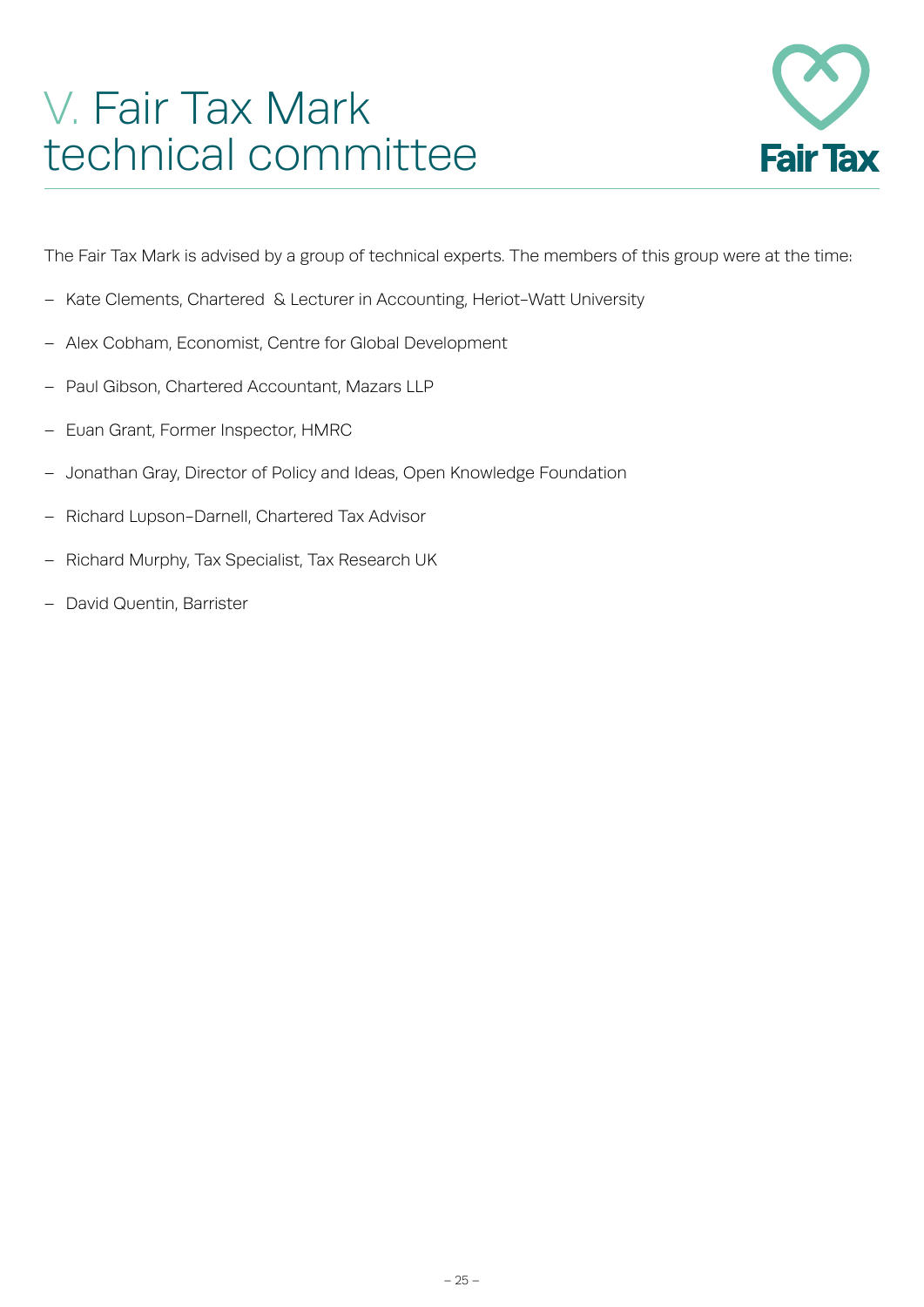# V. Fair Tax Mark technical committee

The Fair Tax Mark is advised by a group of technical experts. The members of this group were at the time:

- Kate Clements, Chartered & Lecturer in Accounting, Heriot-Watt University
- Alex Cobham, Economist, Centre for Global Development
- Paul Gibson, Chartered Accountant, Mazars LLP
- Euan Grant, Former Inspector, HMRC
- Jonathan Gray, Director of Policy and Ideas, Open Knowledge Foundation
- Richard Lupson-Darnell, Chartered Tax Advisor
- Richard Murphy, Tax Specialist, Tax Research UK
- David Quentin, Barrister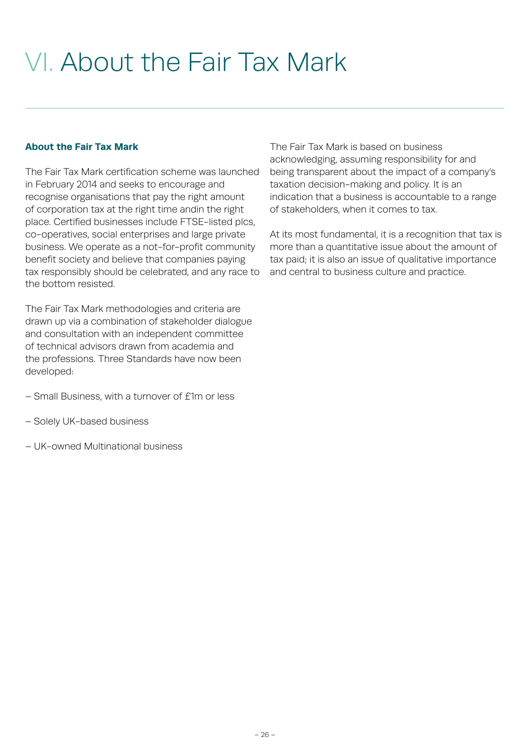# VI. About the Fair Tax Mark

**About the Fair Tax Mark**

The Fair Tax Mark certification scheme was launched in February 2014 and seeks to encourage and recognise organisations that pay the right amount of corporation tax at the right time andin the right place. Certified businesses include FTSE-listed plcs, co-operatives, social enterprises and large private business. We operate as a not-for-profit community benefit society and believe that companies paying tax responsibly should be celebrated, and any race to the bottom resisted.

The Fair Tax Mark methodologies and criteria are drawn up via a combination of stakeholder dialogue and consultation with an independent committee of technical advisors drawn from academia and the professions. Three Standards have now been developed:

- Small Business, with a turnover of £1m or less
- Solely UK-based business
- UK-owned Multinational business

The Fair Tax Mark is based on business acknowledging, assuming responsibility for and being transparent about the impact of a company's taxation decision-making and policy. It is an indication that a business is accountable to a range of stakeholders, when it comes to tax.

At its most fundamental, it is a recognition that tax is more than a quantitative issue about the amount of tax paid; it is also an issue of qualitative importance and central to business culture and practice.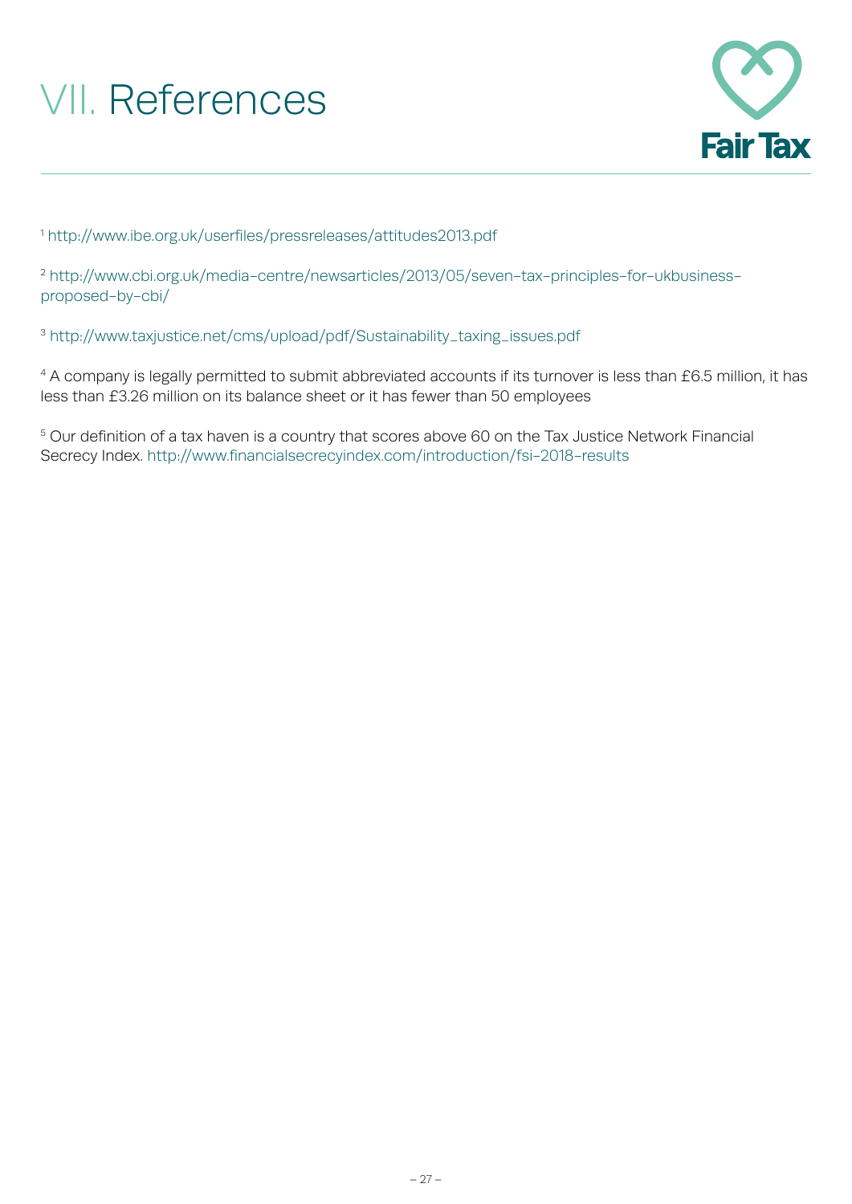# VII. References

[1] http://www.ibe.org.uk/userfiles/pressreleases/attitudes2013.pdf

[2] http://www.cbi.org.uk/media-centre/newsarticles/2013/05/seven-tax-principles-for-ukbusiness-proposed-by-cbi/

[3] http://www.taxjustice.net/cms/upload/pdf/Sustainability_taxing_issues.pdf

[4] A company is legally permitted to submit abbreviated accounts if its turnover is less than £6.5 million, it has less than £3.26 million on its balance sheet or it has fewer than 50 employees

[5] Our definition of a tax haven is a country that scores above 60 on the Tax Justice Network Financial Secrecy Index. http://www.financialsecrecyindex.com/introduction/fsi-2018-results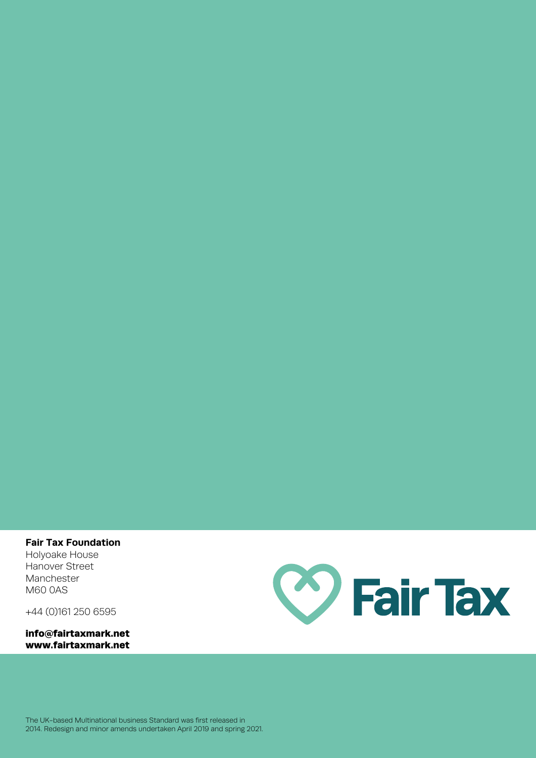**Fair Tax Foundation**
Holyoake House
Hanover Street
Manchester
M60 0AS

+44 (0)161 250 6595

**info@fairtaxmark.net**
**www.fairtaxmark.net**

Fair Tax

The UK-based Multinational business Standard was first released in 2014. Redesign and minor amends undertaken April 2019 and spring 2021.